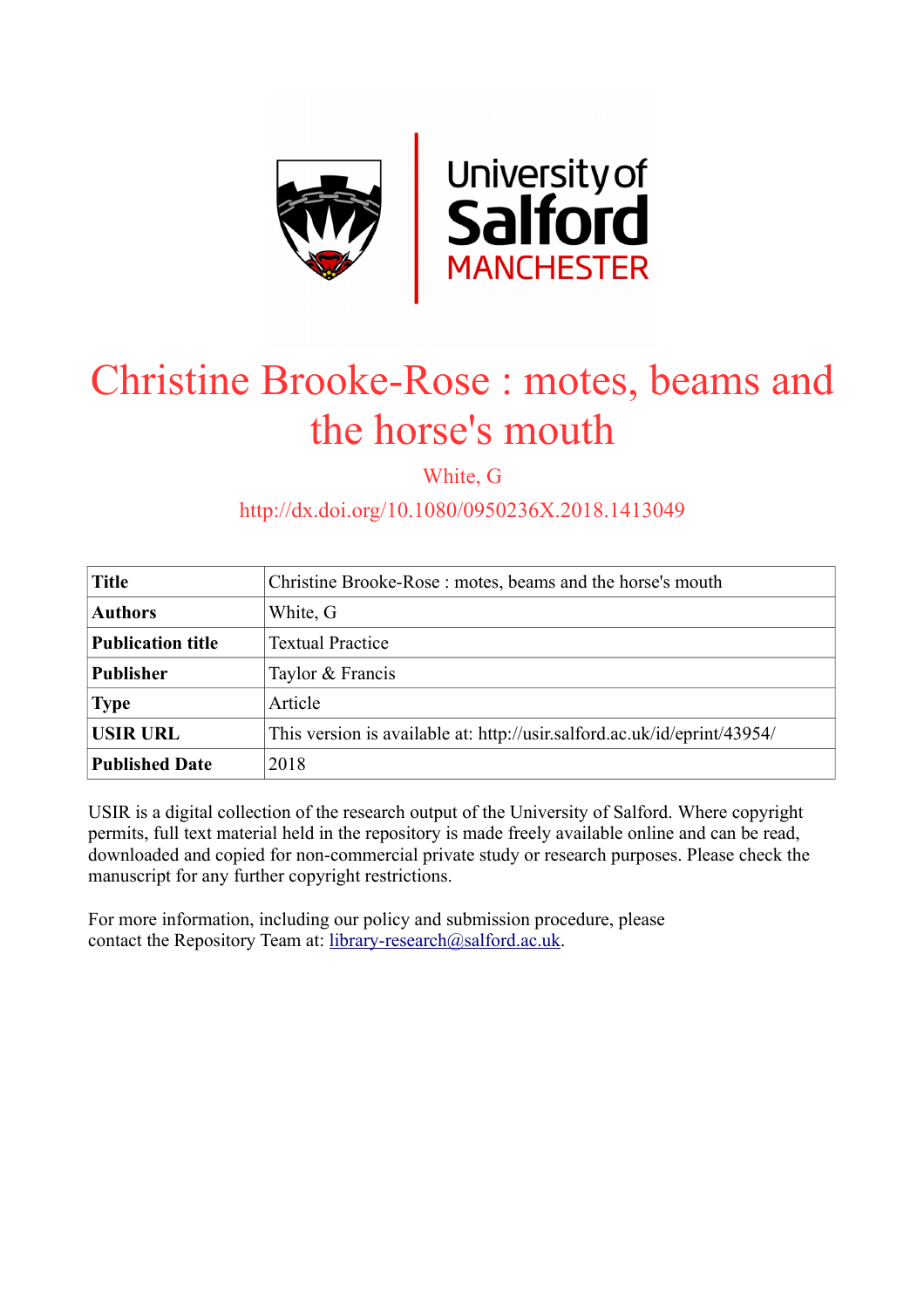# Christine Brooke-Rose : motes, beams and the horse's mouth

White, G

http://dx.doi.org/10.1080/0950236X.2018.1413049

| **Title** | Christine Brooke-Rose : motes, beams and the horse's mouth |
|---|---|
| **Authors** | White, G |
| **Publication title** | Textual Practice |
| **Publisher** | Taylor & Francis |
| **Type** | Article |
| **USIR URL** | This version is available at: http://usir.salford.ac.uk/id/eprint/43954/ |
| **Published Date** | 2018 |

USIR is a digital collection of the research output of the University of Salford. Where copyright permits, full text material held in the repository is made freely available online and can be read, downloaded and copied for non-commercial private study or research purposes. Please check the manuscript for any further copyright restrictions.

For more information, including our policy and submission procedure, please contact the Repository Team at: library-research@salford.ac.uk.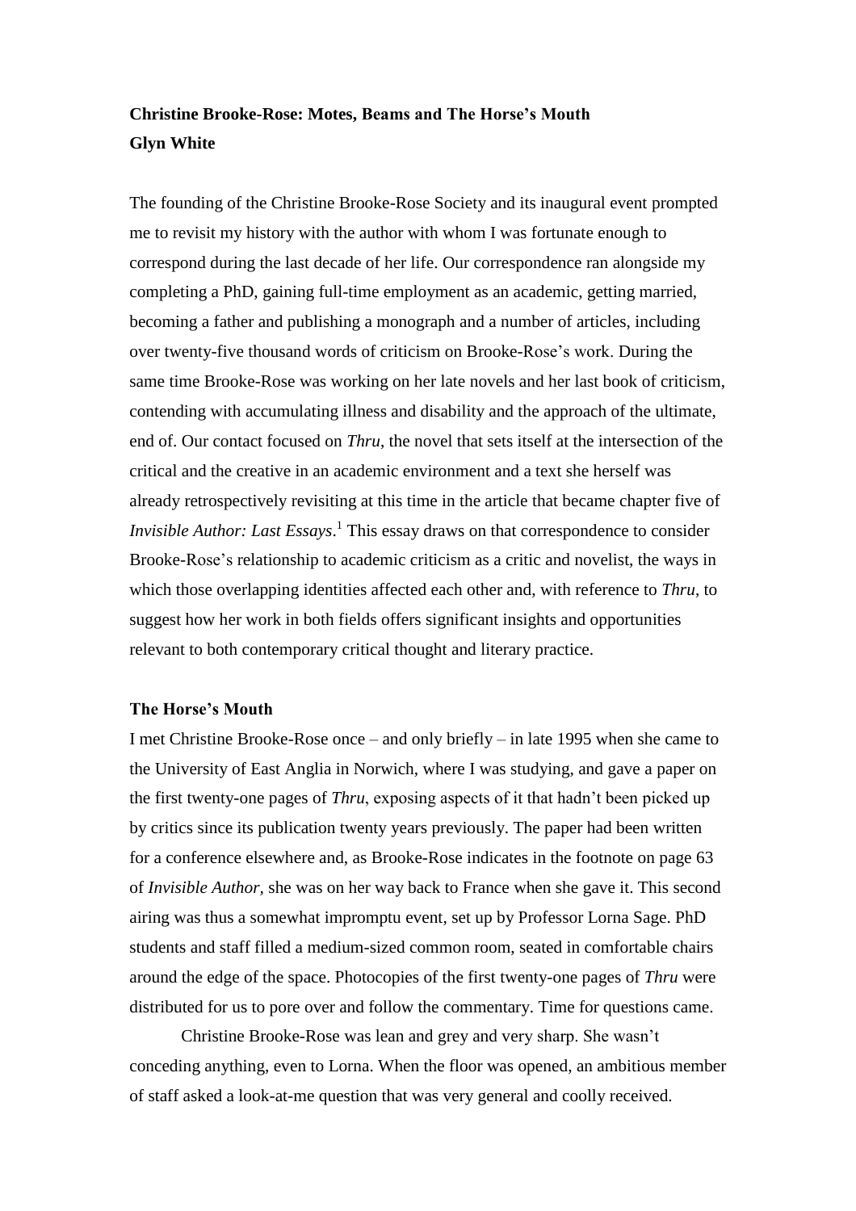**Christine Brooke-Rose: Motes, Beams and The Horse's Mouth**
**Glyn White**

The founding of the Christine Brooke-Rose Society and its inaugural event prompted me to revisit my history with the author with whom I was fortunate enough to correspond during the last decade of her life. Our correspondence ran alongside my completing a PhD, gaining full-time employment as an academic, getting married, becoming a father and publishing a monograph and a number of articles, including over twenty-five thousand words of criticism on Brooke-Rose's work. During the same time Brooke-Rose was working on her late novels and her last book of criticism, contending with accumulating illness and disability and the approach of the ultimate, end of. Our contact focused on *Thru*, the novel that sets itself at the intersection of the critical and the creative in an academic environment and a text she herself was already retrospectively revisiting at this time in the article that became chapter five of *Invisible Author: Last Essays*.[1] This essay draws on that correspondence to consider Brooke-Rose's relationship to academic criticism as a critic and novelist, the ways in which those overlapping identities affected each other and, with reference to *Thru*, to suggest how her work in both fields offers significant insights and opportunities relevant to both contemporary critical thought and literary practice.

**The Horse's Mouth**

I met Christine Brooke-Rose once – and only briefly – in late 1995 when she came to the University of East Anglia in Norwich, where I was studying, and gave a paper on the first twenty-one pages of *Thru*, exposing aspects of it that hadn't been picked up by critics since its publication twenty years previously. The paper had been written for a conference elsewhere and, as Brooke-Rose indicates in the footnote on page 63 of *Invisible Author,* she was on her way back to France when she gave it. This second airing was thus a somewhat impromptu event, set up by Professor Lorna Sage. PhD students and staff filled a medium-sized common room, seated in comfortable chairs around the edge of the space. Photocopies of the first twenty-one pages of *Thru* were distributed for us to pore over and follow the commentary. Time for questions came.

Christine Brooke-Rose was lean and grey and very sharp. She wasn't conceding anything, even to Lorna. When the floor was opened, an ambitious member of staff asked a look-at-me question that was very general and coolly received.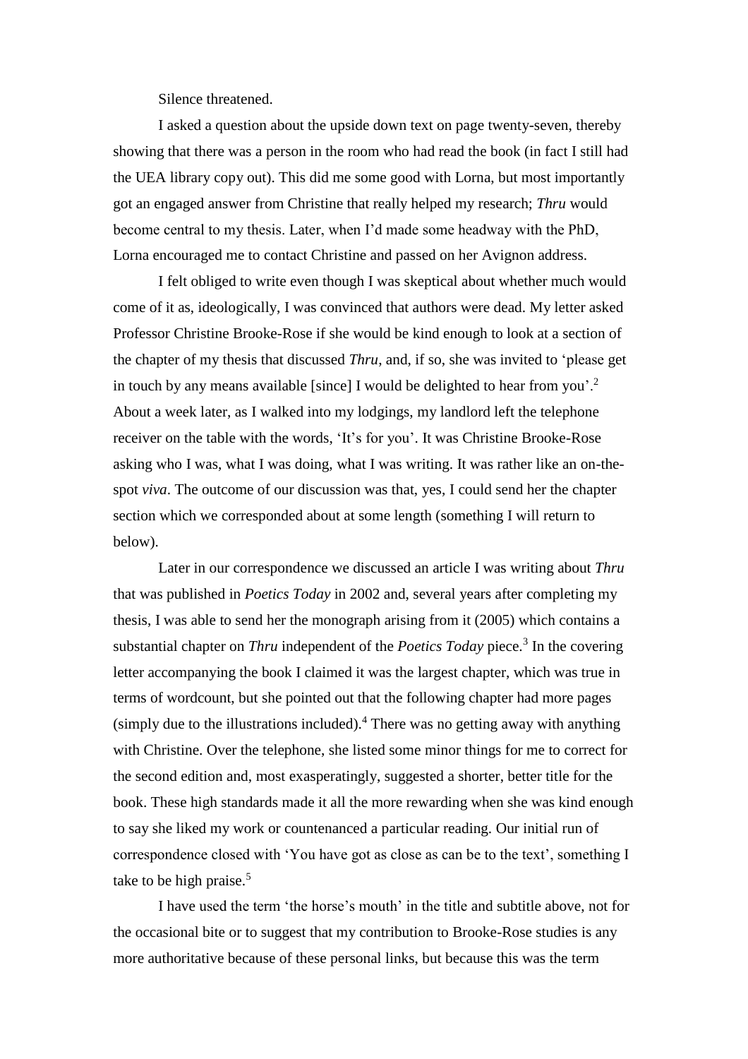Silence threatened.

I asked a question about the upside down text on page twenty-seven, thereby showing that there was a person in the room who had read the book (in fact I still had the UEA library copy out). This did me some good with Lorna, but most importantly got an engaged answer from Christine that really helped my research; *Thru* would become central to my thesis. Later, when I'd made some headway with the PhD, Lorna encouraged me to contact Christine and passed on her Avignon address.

I felt obliged to write even though I was skeptical about whether much would come of it as, ideologically, I was convinced that authors were dead. My letter asked Professor Christine Brooke-Rose if she would be kind enough to look at a section of the chapter of my thesis that discussed *Thru*, and, if so, she was invited to 'please get in touch by any means available [since] I would be delighted to hear from you'.[2] About a week later, as I walked into my lodgings, my landlord left the telephone receiver on the table with the words, 'It's for you'. It was Christine Brooke-Rose asking who I was, what I was doing, what I was writing. It was rather like an on-the-spot *viva*. The outcome of our discussion was that, yes, I could send her the chapter section which we corresponded about at some length (something I will return to below).

Later in our correspondence we discussed an article I was writing about *Thru* that was published in *Poetics Today* in 2002 and, several years after completing my thesis, I was able to send her the monograph arising from it (2005) which contains a substantial chapter on *Thru* independent of the *Poetics Today* piece.[3] In the covering letter accompanying the book I claimed it was the largest chapter, which was true in terms of wordcount, but she pointed out that the following chapter had more pages (simply due to the illustrations included).[4] There was no getting away with anything with Christine. Over the telephone, she listed some minor things for me to correct for the second edition and, most exasperatingly, suggested a shorter, better title for the book. These high standards made it all the more rewarding when she was kind enough to say she liked my work or countenanced a particular reading. Our initial run of correspondence closed with 'You have got as close as can be to the text', something I take to be high praise.[5]

I have used the term 'the horse's mouth' in the title and subtitle above, not for the occasional bite or to suggest that my contribution to Brooke-Rose studies is any more authoritative because of these personal links, but because this was the term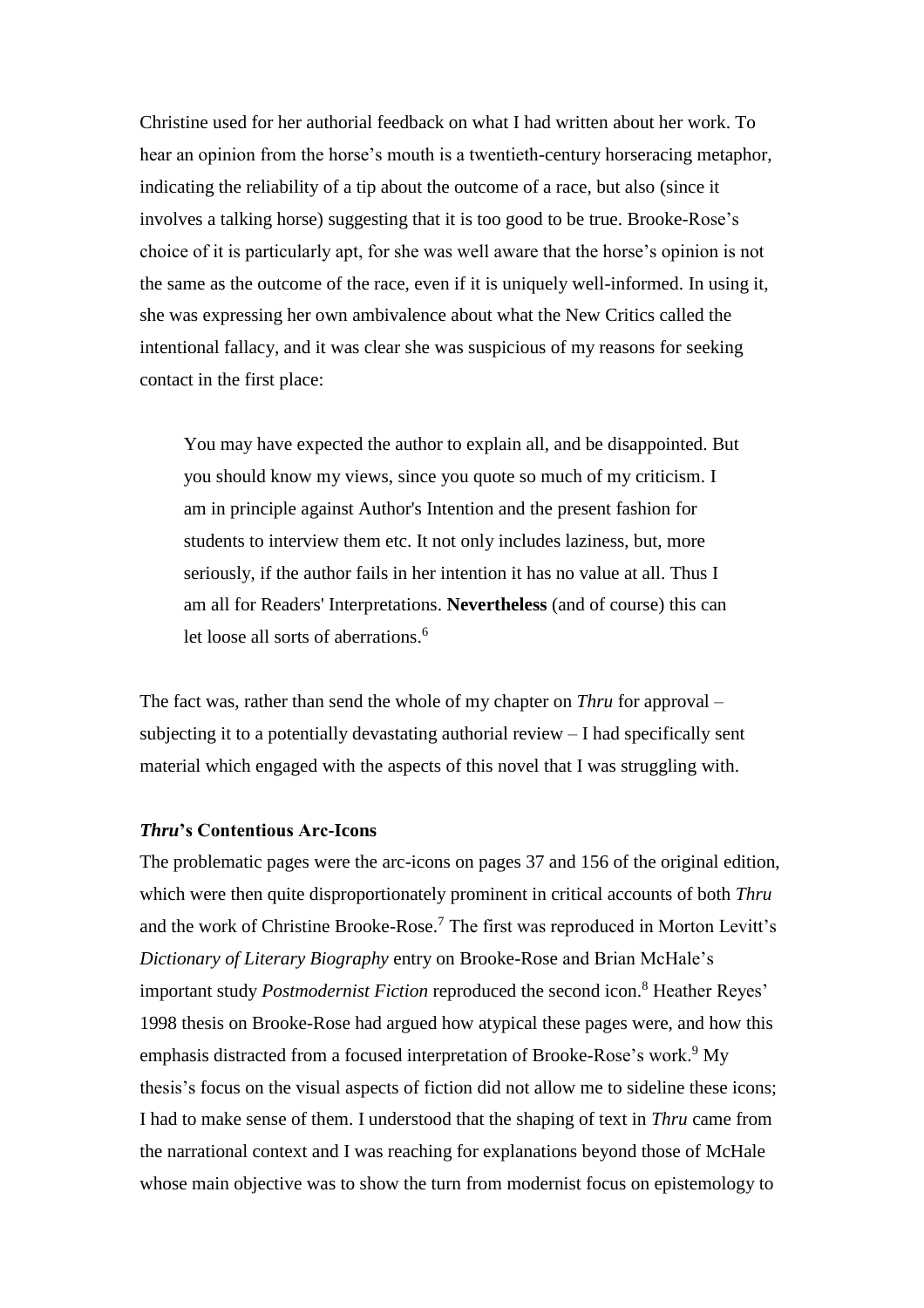Christine used for her authorial feedback on what I had written about her work. To hear an opinion from the horse's mouth is a twentieth-century horseracing metaphor, indicating the reliability of a tip about the outcome of a race, but also (since it involves a talking horse) suggesting that it is too good to be true. Brooke-Rose's choice of it is particularly apt, for she was well aware that the horse's opinion is not the same as the outcome of the race, even if it is uniquely well-informed. In using it, she was expressing her own ambivalence about what the New Critics called the intentional fallacy, and it was clear she was suspicious of my reasons for seeking contact in the first place:

> You may have expected the author to explain all, and be disappointed. But you should know my views, since you quote so much of my criticism. I am in principle against Author's Intention and the present fashion for students to interview them etc. It not only includes laziness, but, more seriously, if the author fails in her intention it has no value at all. Thus I am all for Readers' Interpretations. **Nevertheless** (and of course) this can let loose all sorts of aberrations.[6]

The fact was, rather than send the whole of my chapter on *Thru* for approval – subjecting it to a potentially devastating authorial review – I had specifically sent material which engaged with the aspects of this novel that I was struggling with.

### *Thru*'s Contentious Arc-Icons

The problematic pages were the arc-icons on pages 37 and 156 of the original edition, which were then quite disproportionately prominent in critical accounts of both *Thru* and the work of Christine Brooke-Rose.[7] The first was reproduced in Morton Levitt's *Dictionary of Literary Biography* entry on Brooke-Rose and Brian McHale's important study *Postmodernist Fiction* reproduced the second icon.[8] Heather Reyes' 1998 thesis on Brooke-Rose had argued how atypical these pages were, and how this emphasis distracted from a focused interpretation of Brooke-Rose's work.[9] My thesis's focus on the visual aspects of fiction did not allow me to sideline these icons; I had to make sense of them. I understood that the shaping of text in *Thru* came from the narrational context and I was reaching for explanations beyond those of McHale whose main objective was to show the turn from modernist focus on epistemology to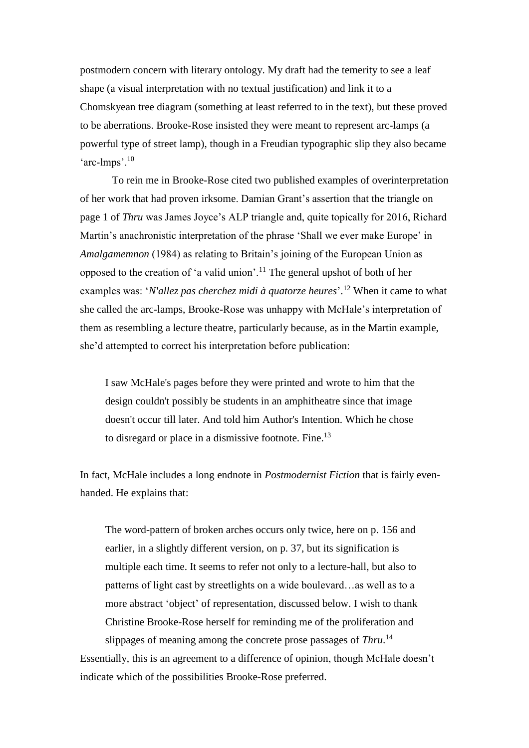postmodern concern with literary ontology. My draft had the temerity to see a leaf shape (a visual interpretation with no textual justification) and link it to a Chomskyean tree diagram (something at least referred to in the text), but these proved to be aberrations. Brooke-Rose insisted they were meant to represent arc-lamps (a powerful type of street lamp), though in a Freudian typographic slip they also became 'arc-lmps'.[10]

To rein me in Brooke-Rose cited two published examples of overinterpretation of her work that had proven irksome. Damian Grant's assertion that the triangle on page 1 of *Thru* was James Joyce's ALP triangle and, quite topically for 2016, Richard Martin's anachronistic interpretation of the phrase 'Shall we ever make Europe' in *Amalgamemnon* (1984) as relating to Britain's joining of the European Union as opposed to the creation of 'a valid union'.[11] The general upshot of both of her examples was: '*N'allez pas cherchez midi à quatorze heures*'.[12] When it came to what she called the arc-lamps, Brooke-Rose was unhappy with McHale's interpretation of them as resembling a lecture theatre, particularly because, as in the Martin example, she'd attempted to correct his interpretation before publication:

> I saw McHale's pages before they were printed and wrote to him that the design couldn't possibly be students in an amphitheatre since that image doesn't occur till later. And told him Author's Intention. Which he chose to disregard or place in a dismissive footnote. Fine.[13]

In fact, McHale includes a long endnote in *Postmodernist Fiction* that is fairly even-handed. He explains that:

> The word-pattern of broken arches occurs only twice, here on p. 156 and earlier, in a slightly different version, on p. 37, but its signification is multiple each time. It seems to refer not only to a lecture-hall, but also to patterns of light cast by streetlights on a wide boulevard…as well as to a more abstract 'object' of representation, discussed below. I wish to thank Christine Brooke-Rose herself for reminding me of the proliferation and slippages of meaning among the concrete prose passages of *Thru*.[14]

Essentially, this is an agreement to a difference of opinion, though McHale doesn't indicate which of the possibilities Brooke-Rose preferred.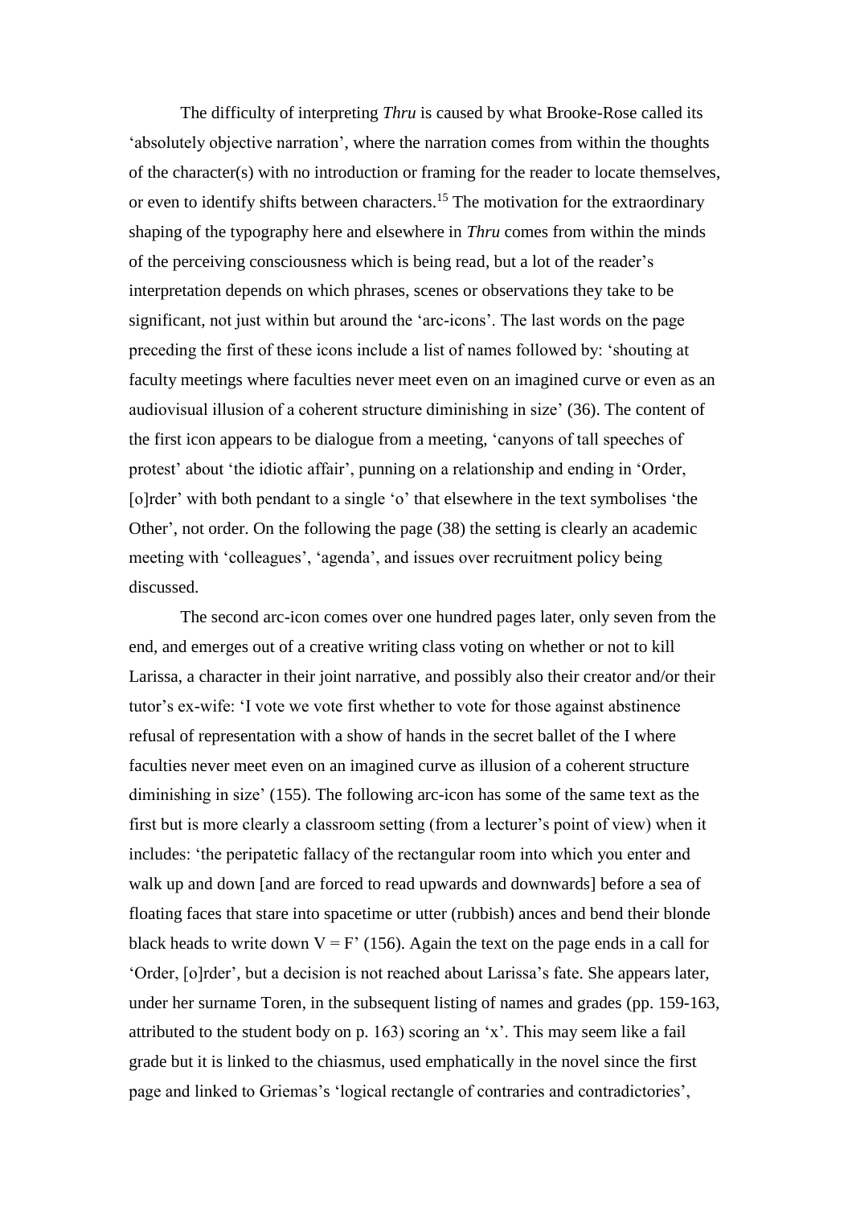The difficulty of interpreting *Thru* is caused by what Brooke-Rose called its 'absolutely objective narration', where the narration comes from within the thoughts of the character(s) with no introduction or framing for the reader to locate themselves, or even to identify shifts between characters.[15] The motivation for the extraordinary shaping of the typography here and elsewhere in *Thru* comes from within the minds of the perceiving consciousness which is being read, but a lot of the reader's interpretation depends on which phrases, scenes or observations they take to be significant, not just within but around the 'arc-icons'. The last words on the page preceding the first of these icons include a list of names followed by: 'shouting at faculty meetings where faculties never meet even on an imagined curve or even as an audiovisual illusion of a coherent structure diminishing in size' (36). The content of the first icon appears to be dialogue from a meeting, 'canyons of tall speeches of protest' about 'the idiotic affair', punning on a relationship and ending in 'Order, [o]rder' with both pendant to a single 'o' that elsewhere in the text symbolises 'the Other', not order. On the following the page (38) the setting is clearly an academic meeting with 'colleagues', 'agenda', and issues over recruitment policy being discussed.

The second arc-icon comes over one hundred pages later, only seven from the end, and emerges out of a creative writing class voting on whether or not to kill Larissa, a character in their joint narrative, and possibly also their creator and/or their tutor's ex-wife: 'I vote we vote first whether to vote for those against abstinence refusal of representation with a show of hands in the secret ballet of the I where faculties never meet even on an imagined curve as illusion of a coherent structure diminishing in size' (155). The following arc-icon has some of the same text as the first but is more clearly a classroom setting (from a lecturer's point of view) when it includes: 'the peripatetic fallacy of the rectangular room into which you enter and walk up and down [and are forced to read upwards and downwards] before a sea of floating faces that stare into spacetime or utter (rubbish) ances and bend their blonde black heads to write down V = F' (156). Again the text on the page ends in a call for 'Order, [o]rder', but a decision is not reached about Larissa's fate. She appears later, under her surname Toren, in the subsequent listing of names and grades (pp. 159-163, attributed to the student body on p. 163) scoring an 'x'. This may seem like a fail grade but it is linked to the chiasmus, used emphatically in the novel since the first page and linked to Griemas's 'logical rectangle of contraries and contradictories',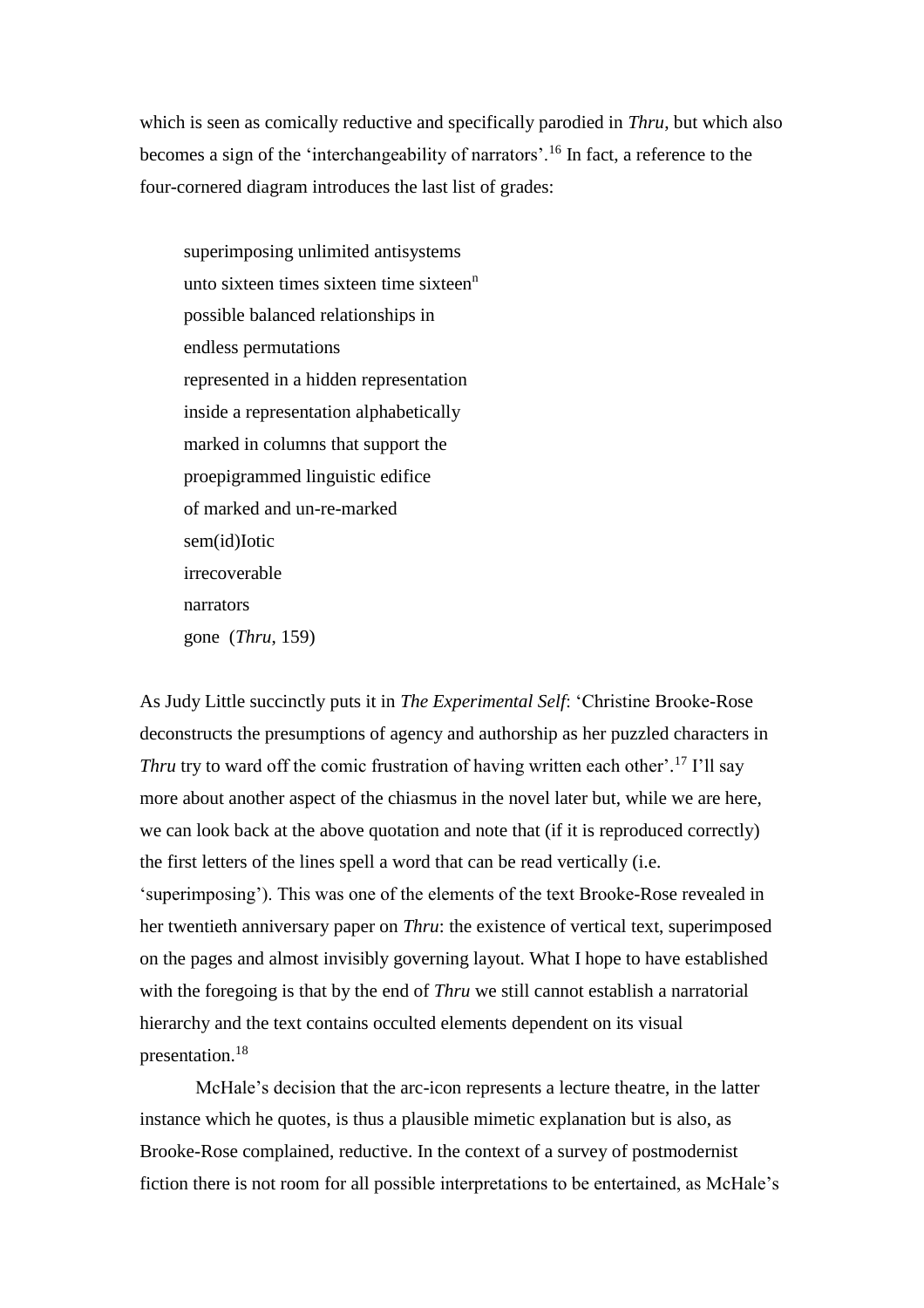which is seen as comically reductive and specifically parodied in *Thru*, but which also becomes a sign of the 'interchangeability of narrators'.[16] In fact, a reference to the four-cornered diagram introduces the last list of grades:

> superimposing unlimited antisystems  
> unto sixteen times sixteen time sixteen$^n$  
> possible balanced relationships in  
> endless permutations  
> represented in a hidden representation  
> inside a representation alphabetically  
> marked in columns that support the  
> proepigrammed linguistic edifice  
> of marked and un-re-marked  
> sem(id)Iotic  
> irrecoverable  
> narrators  
> gone (*Thru*, 159)

As Judy Little succinctly puts it in *The Experimental Self*: 'Christine Brooke-Rose deconstructs the presumptions of agency and authorship as her puzzled characters in *Thru* try to ward off the comic frustration of having written each other'.[17] I'll say more about another aspect of the chiasmus in the novel later but, while we are here, we can look back at the above quotation and note that (if it is reproduced correctly) the first letters of the lines spell a word that can be read vertically (i.e. 'superimposing'). This was one of the elements of the text Brooke-Rose revealed in her twentieth anniversary paper on *Thru*: the existence of vertical text, superimposed on the pages and almost invisibly governing layout. What I hope to have established with the foregoing is that by the end of *Thru* we still cannot establish a narratorial hierarchy and the text contains occulted elements dependent on its visual presentation.[18]

McHale's decision that the arc-icon represents a lecture theatre, in the latter instance which he quotes, is thus a plausible mimetic explanation but is also, as Brooke-Rose complained, reductive. In the context of a survey of postmodernist fiction there is not room for all possible interpretations to be entertained, as McHale's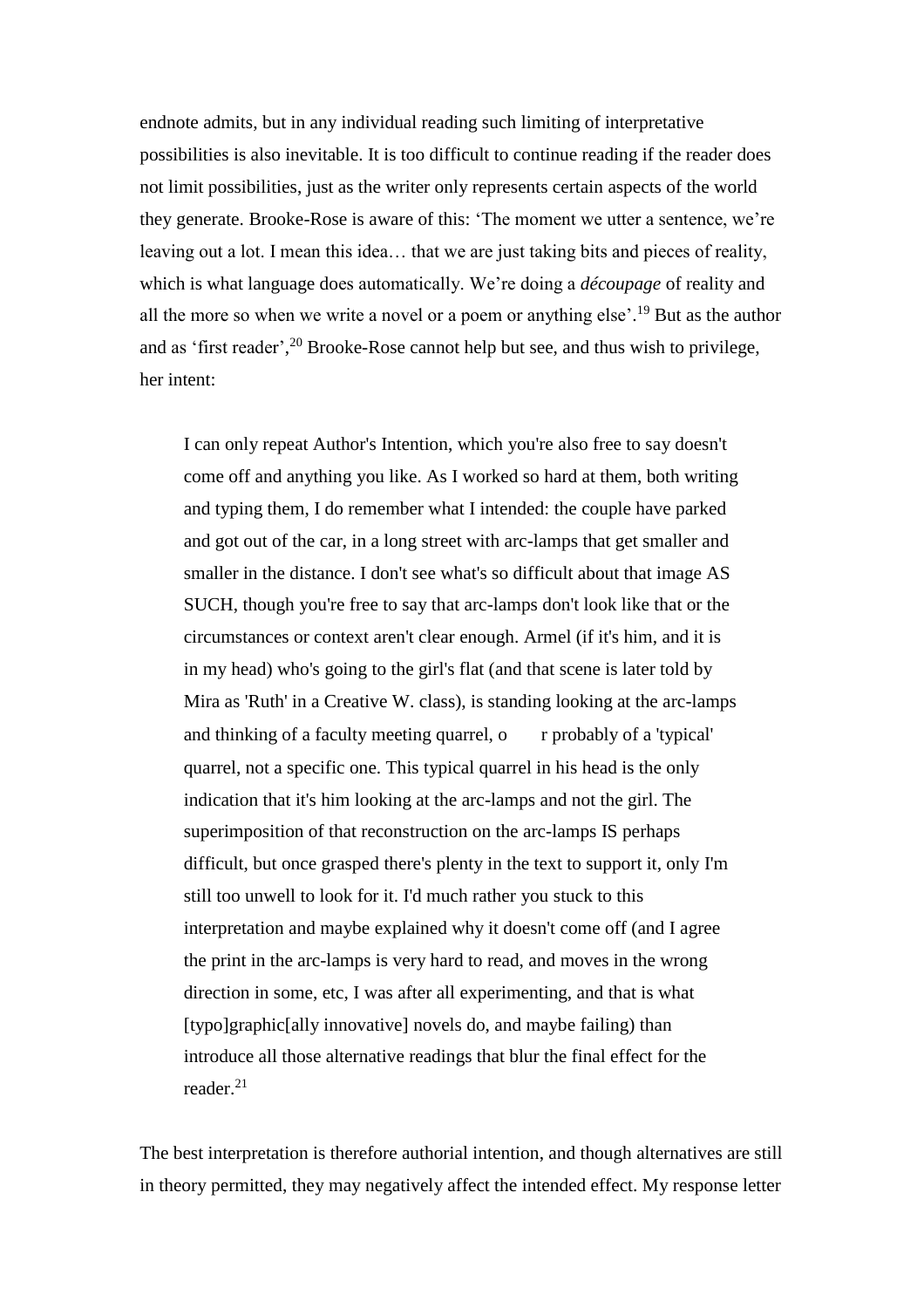endnote admits, but in any individual reading such limiting of interpretative possibilities is also inevitable. It is too difficult to continue reading if the reader does not limit possibilities, just as the writer only represents certain aspects of the world they generate. Brooke-Rose is aware of this: 'The moment we utter a sentence, we're leaving out a lot. I mean this idea… that we are just taking bits and pieces of reality, which is what language does automatically. We're doing a *découpage* of reality and all the more so when we write a novel or a poem or anything else'.[19] But as the author and as 'first reader',[20] Brooke-Rose cannot help but see, and thus wish to privilege, her intent:

> I can only repeat Author's Intention, which you're also free to say doesn't come off and anything you like. As I worked so hard at them, both writing and typing them, I do remember what I intended: the couple have parked and got out of the car, in a long street with arc-lamps that get smaller and smaller in the distance. I don't see what's so difficult about that image AS SUCH, though you're free to say that arc-lamps don't look like that or the circumstances or context aren't clear enough. Armel (if it's him, and it is in my head) who's going to the girl's flat (and that scene is later told by Mira as 'Ruth' in a Creative W. class), is standing looking at the arc-lamps and thinking of a faculty meeting quarrel, o r probably of a 'typical' quarrel, not a specific one. This typical quarrel in his head is the only indication that it's him looking at the arc-lamps and not the girl. The superimposition of that reconstruction on the arc-lamps IS perhaps difficult, but once grasped there's plenty in the text to support it, only I'm still too unwell to look for it. I'd much rather you stuck to this interpretation and maybe explained why it doesn't come off (and I agree the print in the arc-lamps is very hard to read, and moves in the wrong direction in some, etc, I was after all experimenting, and that is what [typo]graphic[ally innovative] novels do, and maybe failing) than introduce all those alternative readings that blur the final effect for the reader.[21]

The best interpretation is therefore authorial intention, and though alternatives are still in theory permitted, they may negatively affect the intended effect. My response letter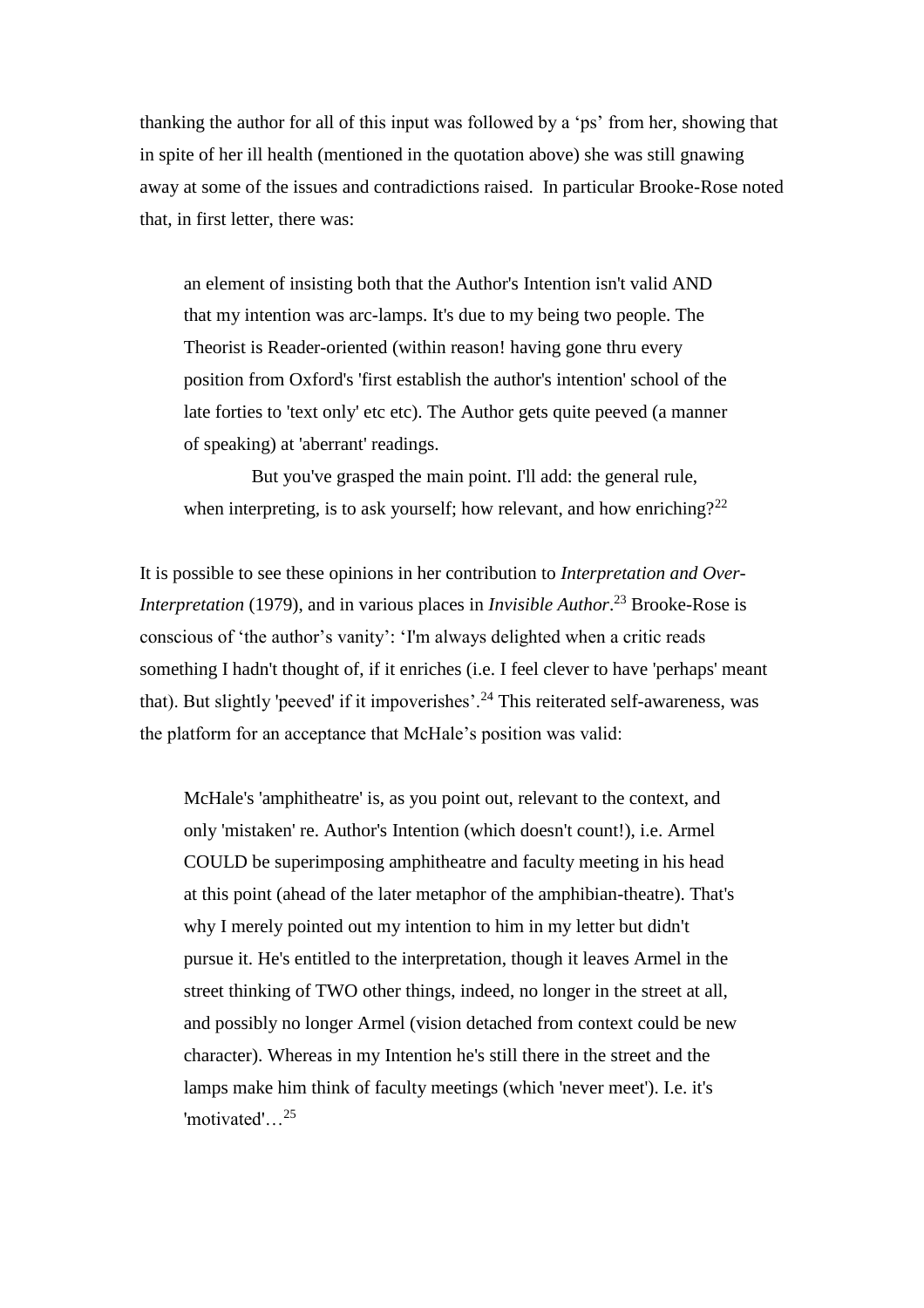thanking the author for all of this input was followed by a 'ps' from her, showing that in spite of her ill health (mentioned in the quotation above) she was still gnawing away at some of the issues and contradictions raised. In particular Brooke-Rose noted that, in first letter, there was:

> an element of insisting both that the Author's Intention isn't valid AND that my intention was arc-lamps. It's due to my being two people. The Theorist is Reader-oriented (within reason! having gone thru every position from Oxford's 'first establish the author's intention' school of the late forties to 'text only' etc etc). The Author gets quite peeved (a manner of speaking) at 'aberrant' readings.
>
> But you've grasped the main point. I'll add: the general rule, when interpreting, is to ask yourself; how relevant, and how enriching?[22]

It is possible to see these opinions in her contribution to *Interpretation and Over-Interpretation* (1979), and in various places in *Invisible Author*.[23] Brooke-Rose is conscious of 'the author's vanity': 'I'm always delighted when a critic reads something I hadn't thought of, if it enriches (i.e. I feel clever to have 'perhaps' meant that). But slightly 'peeved' if it impoverishes'.[24] This reiterated self-awareness, was the platform for an acceptance that McHale's position was valid:

> McHale's 'amphitheatre' is, as you point out, relevant to the context, and only 'mistaken' re. Author's Intention (which doesn't count!), i.e. Armel COULD be superimposing amphitheatre and faculty meeting in his head at this point (ahead of the later metaphor of the amphibian-theatre). That's why I merely pointed out my intention to him in my letter but didn't pursue it. He's entitled to the interpretation, though it leaves Armel in the street thinking of TWO other things, indeed, no longer in the street at all, and possibly no longer Armel (vision detached from context could be new character). Whereas in my Intention he's still there in the street and the lamps make him think of faculty meetings (which 'never meet'). I.e. it's 'motivated'…[25]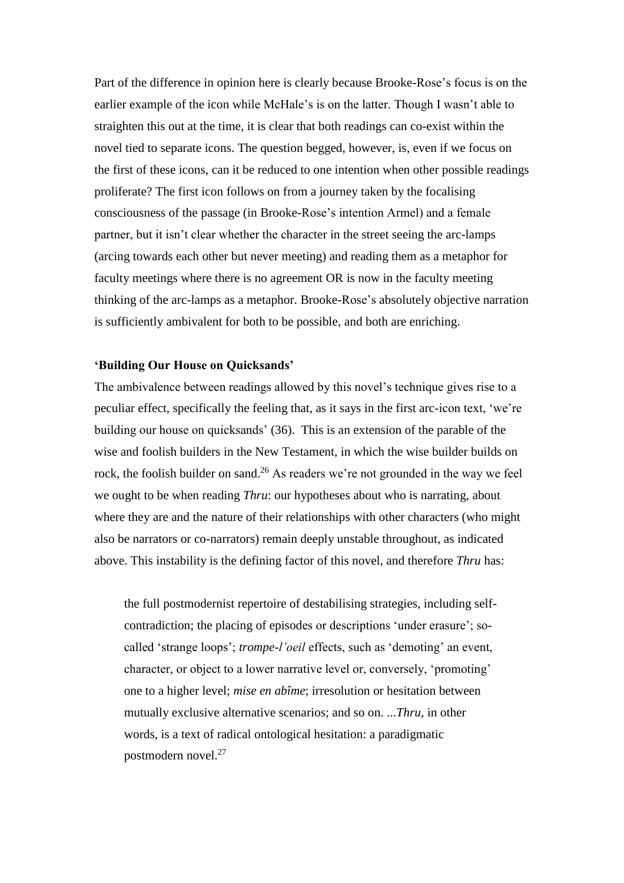Part of the difference in opinion here is clearly because Brooke-Rose's focus is on the earlier example of the icon while McHale's is on the latter. Though I wasn't able to straighten this out at the time, it is clear that both readings can co-exist within the novel tied to separate icons. The question begged, however, is, even if we focus on the first of these icons, can it be reduced to one intention when other possible readings proliferate? The first icon follows on from a journey taken by the focalising consciousness of the passage (in Brooke-Rose's intention Armel) and a female partner, but it isn't clear whether the character in the street seeing the arc-lamps (arcing towards each other but never meeting) and reading them as a metaphor for faculty meetings where there is no agreement OR is now in the faculty meeting thinking of the arc-lamps as a metaphor. Brooke-Rose's absolutely objective narration is sufficiently ambivalent for both to be possible, and both are enriching.

**'Building Our House on Quicksands'**

The ambivalence between readings allowed by this novel's technique gives rise to a peculiar effect, specifically the feeling that, as it says in the first arc-icon text, 'we're building our house on quicksands' (36). This is an extension of the parable of the wise and foolish builders in the New Testament, in which the wise builder builds on rock, the foolish builder on sand.[26] As readers we're not grounded in the way we feel we ought to be when reading *Thru*: our hypotheses about who is narrating, about where they are and the nature of their relationships with other characters (who might also be narrators or co-narrators) remain deeply unstable throughout, as indicated above. This instability is the defining factor of this novel, and therefore *Thru* has:

> the full postmodernist repertoire of destabilising strategies, including self-contradiction; the placing of episodes or descriptions 'under erasure'; so-called 'strange loops'; *trompe-l'oeil* effects, such as 'demoting' an event, character, or object to a lower narrative level or, conversely, 'promoting' one to a higher level; *mise en abîme*; irresolution or hesitation between mutually exclusive alternative scenarios; and so on. ...*Thru*, in other words, is a text of radical ontological hesitation: a paradigmatic postmodern novel.[27]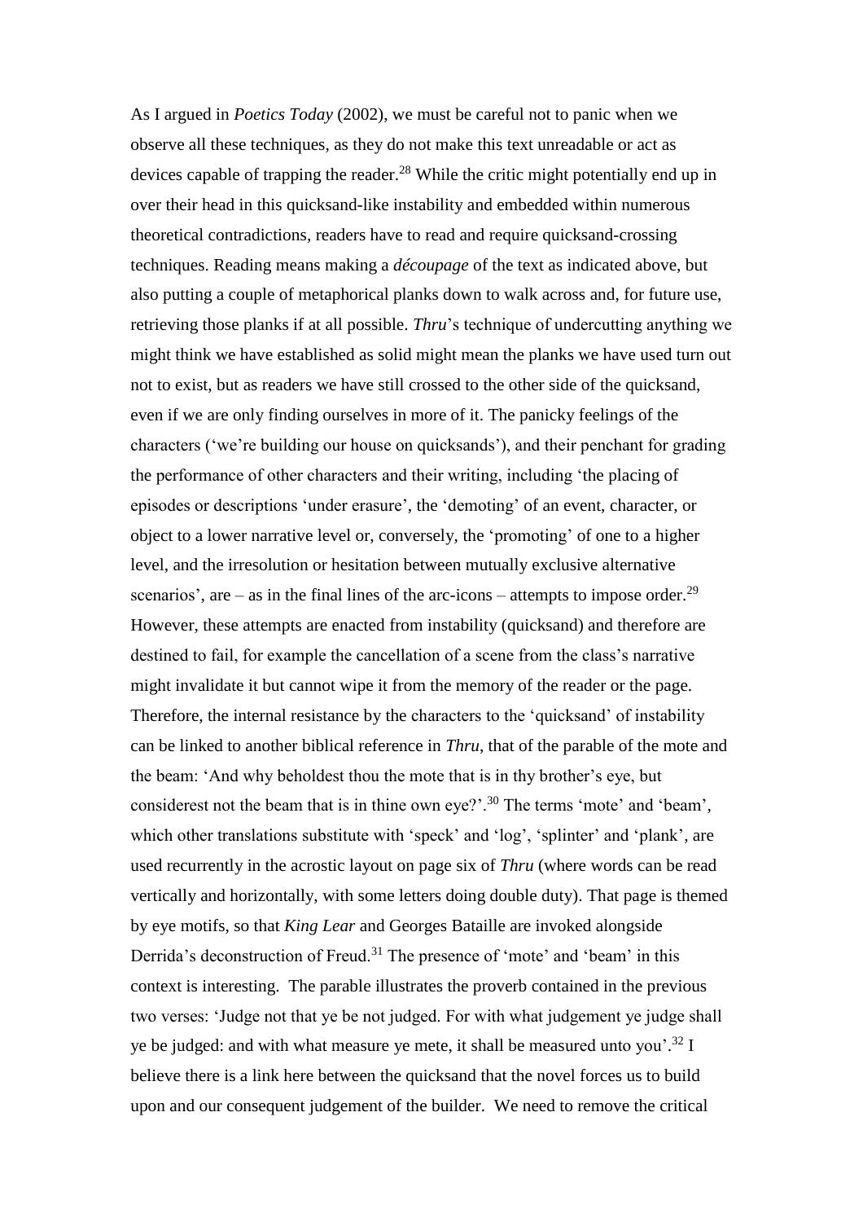As I argued in *Poetics Today* (2002), we must be careful not to panic when we observe all these techniques, as they do not make this text unreadable or act as devices capable of trapping the reader.[28] While the critic might potentially end up in over their head in this quicksand-like instability and embedded within numerous theoretical contradictions, readers have to read and require quicksand-crossing techniques. Reading means making a *découpage* of the text as indicated above, but also putting a couple of metaphorical planks down to walk across and, for future use, retrieving those planks if at all possible. *Thru*'s technique of undercutting anything we might think we have established as solid might mean the planks we have used turn out not to exist, but as readers we have still crossed to the other side of the quicksand, even if we are only finding ourselves in more of it. The panicky feelings of the characters ('we're building our house on quicksands'), and their penchant for grading the performance of other characters and their writing, including 'the placing of episodes or descriptions 'under erasure', the 'demoting' of an event, character, or object to a lower narrative level or, conversely, the 'promoting' of one to a higher level, and the irresolution or hesitation between mutually exclusive alternative scenarios', are – as in the final lines of the arc-icons – attempts to impose order.[29] However, these attempts are enacted from instability (quicksand) and therefore are destined to fail, for example the cancellation of a scene from the class's narrative might invalidate it but cannot wipe it from the memory of the reader or the page. Therefore, the internal resistance by the characters to the 'quicksand' of instability can be linked to another biblical reference in *Thru*, that of the parable of the mote and the beam: 'And why beholdest thou the mote that is in thy brother's eye, but considerest not the beam that is in thine own eye?'.[30] The terms 'mote' and 'beam', which other translations substitute with 'speck' and 'log', 'splinter' and 'plank', are used recurrently in the acrostic layout on page six of *Thru* (where words can be read vertically and horizontally, with some letters doing double duty). That page is themed by eye motifs, so that *King Lear* and Georges Bataille are invoked alongside Derrida's deconstruction of Freud.[31] The presence of 'mote' and 'beam' in this context is interesting. The parable illustrates the proverb contained in the previous two verses: 'Judge not that ye be not judged. For with what judgement ye judge shall ye be judged: and with what measure ye mete, it shall be measured unto you'.[32] I believe there is a link here between the quicksand that the novel forces us to build upon and our consequent judgement of the builder. We need to remove the critical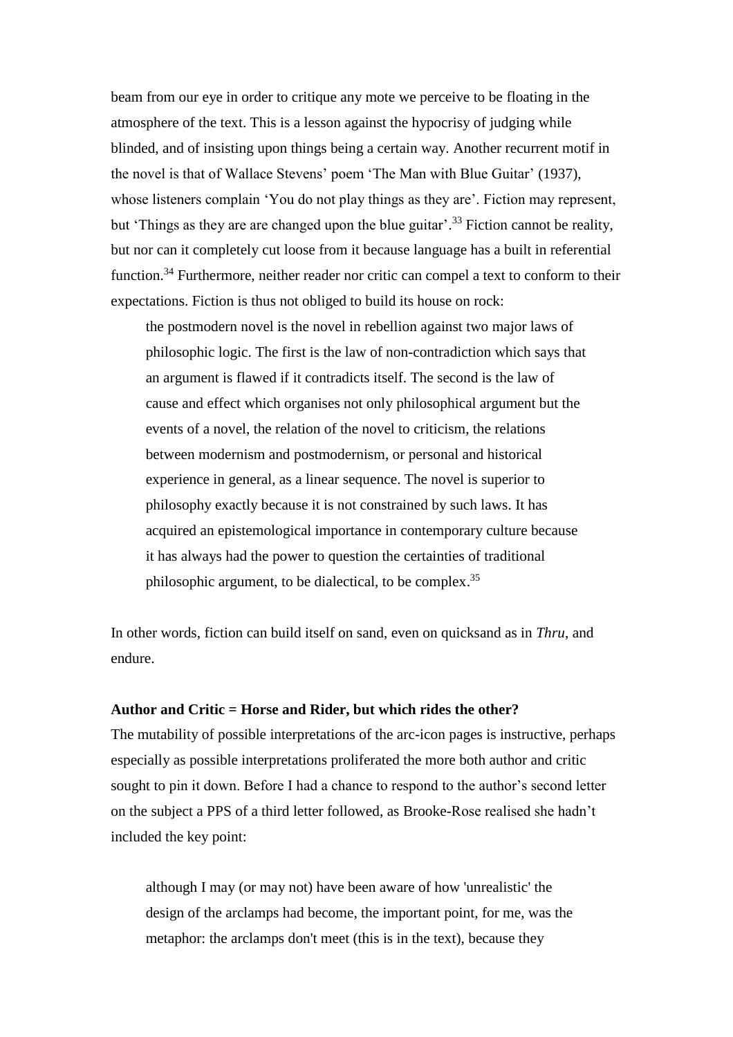beam from our eye in order to critique any mote we perceive to be floating in the atmosphere of the text. This is a lesson against the hypocrisy of judging while blinded, and of insisting upon things being a certain way. Another recurrent motif in the novel is that of Wallace Stevens' poem 'The Man with Blue Guitar' (1937), whose listeners complain 'You do not play things as they are'. Fiction may represent, but 'Things as they are are changed upon the blue guitar'.[33] Fiction cannot be reality, but nor can it completely cut loose from it because language has a built in referential function.[34] Furthermore, neither reader nor critic can compel a text to conform to their expectations. Fiction is thus not obliged to build its house on rock:

> the postmodern novel is the novel in rebellion against two major laws of philosophic logic. The first is the law of non-contradiction which says that an argument is flawed if it contradicts itself. The second is the law of cause and effect which organises not only philosophical argument but the events of a novel, the relation of the novel to criticism, the relations between modernism and postmodernism, or personal and historical experience in general, as a linear sequence. The novel is superior to philosophy exactly because it is not constrained by such laws. It has acquired an epistemological importance in contemporary culture because it has always had the power to question the certainties of traditional philosophic argument, to be dialectical, to be complex.[35]

In other words, fiction can build itself on sand, even on quicksand as in *Thru*, and endure.

**Author and Critic = Horse and Rider, but which rides the other?**

The mutability of possible interpretations of the arc-icon pages is instructive, perhaps especially as possible interpretations proliferated the more both author and critic sought to pin it down. Before I had a chance to respond to the author's second letter on the subject a PPS of a third letter followed, as Brooke-Rose realised she hadn't included the key point:

> although I may (or may not) have been aware of how 'unrealistic' the design of the arclamps had become, the important point, for me, was the metaphor: the arclamps don't meet (this is in the text), because they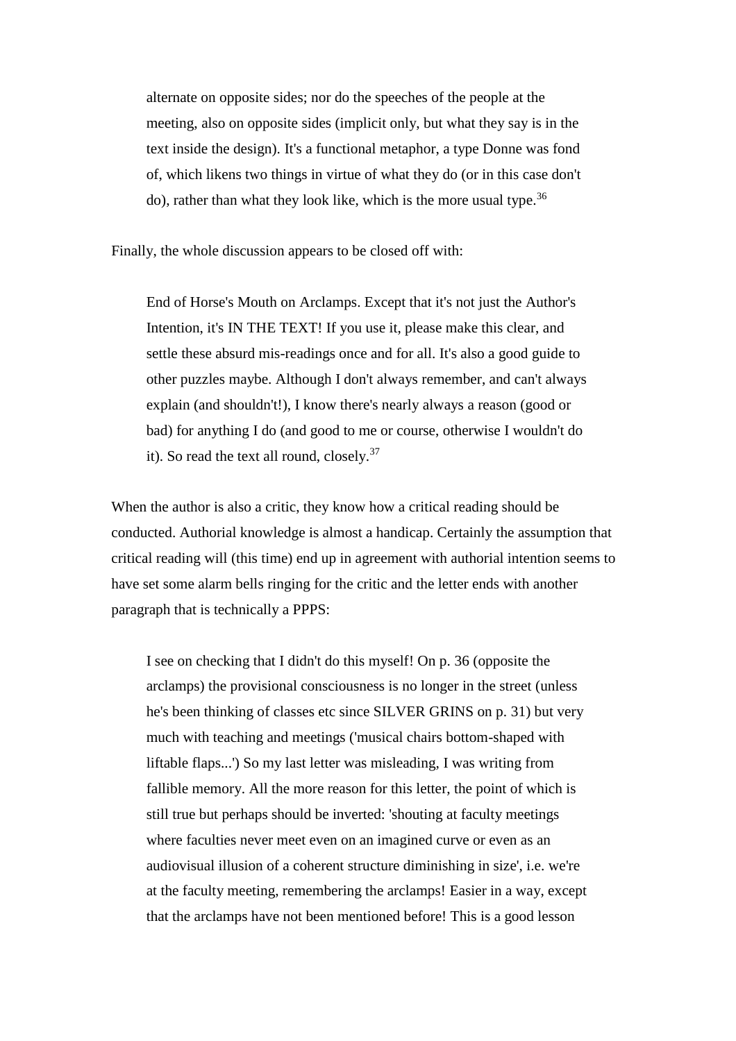> alternate on opposite sides; nor do the speeches of the people at the meeting, also on opposite sides (implicit only, but what they say is in the text inside the design). It's a functional metaphor, a type Donne was fond of, which likens two things in virtue of what they do (or in this case don't do), rather than what they look like, which is the more usual type.[36]

Finally, the whole discussion appears to be closed off with:

> End of Horse's Mouth on Arclamps. Except that it's not just the Author's Intention, it's IN THE TEXT! If you use it, please make this clear, and settle these absurd mis-readings once and for all. It's also a good guide to other puzzles maybe. Although I don't always remember, and can't always explain (and shouldn't!), I know there's nearly always a reason (good or bad) for anything I do (and good to me or course, otherwise I wouldn't do it). So read the text all round, closely.[37]

When the author is also a critic, they know how a critical reading should be conducted. Authorial knowledge is almost a handicap. Certainly the assumption that critical reading will (this time) end up in agreement with authorial intention seems to have set some alarm bells ringing for the critic and the letter ends with another paragraph that is technically a PPPS:

> I see on checking that I didn't do this myself! On p. 36 (opposite the arclamps) the provisional consciousness is no longer in the street (unless he's been thinking of classes etc since SILVER GRINS on p. 31) but very much with teaching and meetings ('musical chairs bottom-shaped with liftable flaps...') So my last letter was misleading, I was writing from fallible memory. All the more reason for this letter, the point of which is still true but perhaps should be inverted: 'shouting at faculty meetings where faculties never meet even on an imagined curve or even as an audiovisual illusion of a coherent structure diminishing in size', i.e. we're at the faculty meeting, remembering the arclamps! Easier in a way, except that the arclamps have not been mentioned before! This is a good lesson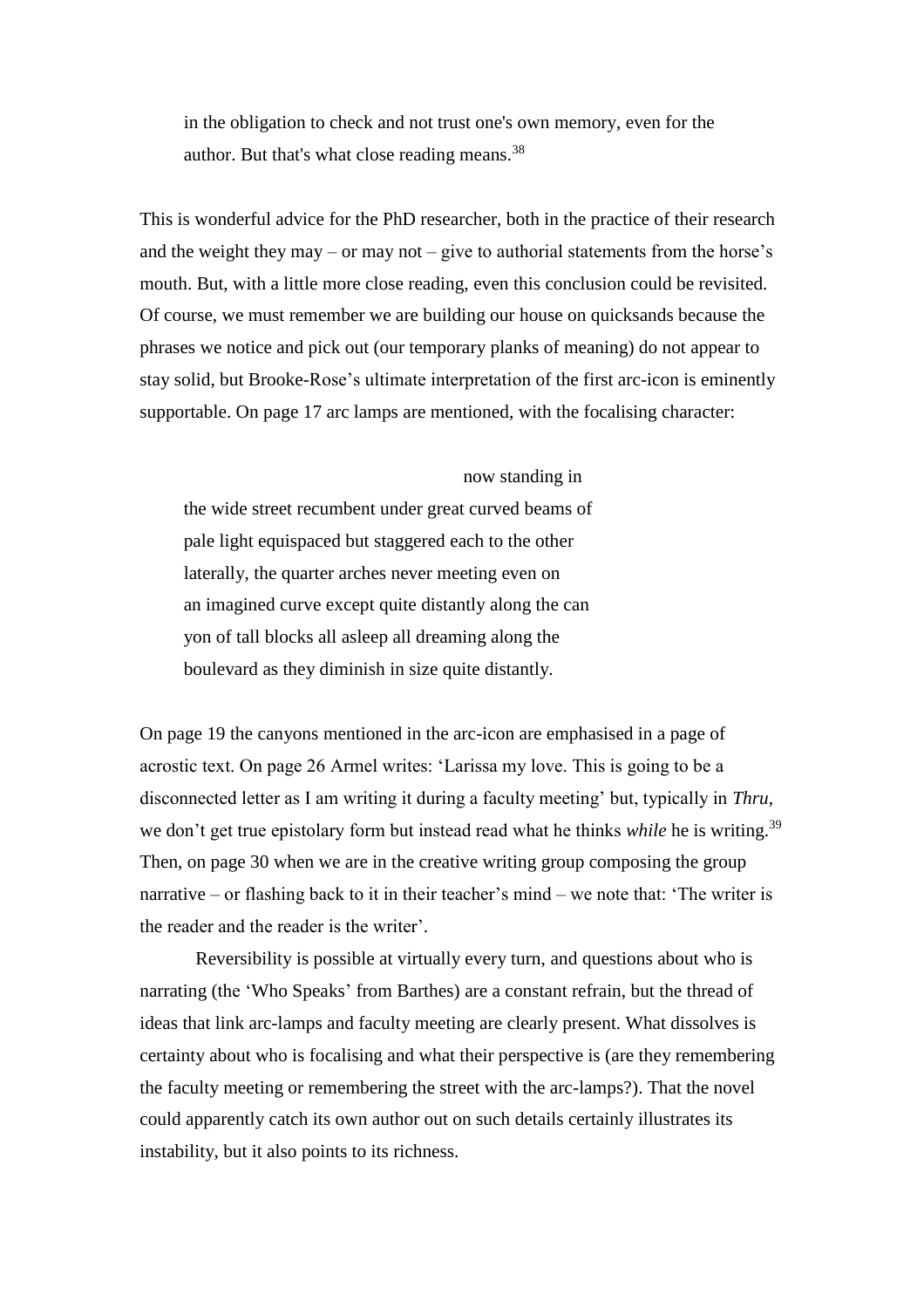> in the obligation to check and not trust one's own memory, even for the author. But that's what close reading means.[38]

This is wonderful advice for the PhD researcher, both in the practice of their research and the weight they may – or may not – give to authorial statements from the horse's mouth. But, with a little more close reading, even this conclusion could be revisited. Of course, we must remember we are building our house on quicksands because the phrases we notice and pick out (our temporary planks of meaning) do not appear to stay solid, but Brooke-Rose's ultimate interpretation of the first arc-icon is eminently supportable. On page 17 arc lamps are mentioned, with the focalising character:

> now standing in
> the wide street recumbent under great curved beams of
> pale light equispaced but staggered each to the other
> laterally, the quarter arches never meeting even on
> an imagined curve except quite distantly along the can
> yon of tall blocks all asleep all dreaming along the
> boulevard as they diminish in size quite distantly.

On page 19 the canyons mentioned in the arc-icon are emphasised in a page of acrostic text. On page 26 Armel writes: 'Larissa my love. This is going to be a disconnected letter as I am writing it during a faculty meeting' but, typically in *Thru*, we don't get true epistolary form but instead read what he thinks *while* he is writing.[39] Then, on page 30 when we are in the creative writing group composing the group narrative – or flashing back to it in their teacher's mind – we note that: 'The writer is the reader and the reader is the writer'.

Reversibility is possible at virtually every turn, and questions about who is narrating (the 'Who Speaks' from Barthes) are a constant refrain, but the thread of ideas that link arc-lamps and faculty meeting are clearly present. What dissolves is certainty about who is focalising and what their perspective is (are they remembering the faculty meeting or remembering the street with the arc-lamps?). That the novel could apparently catch its own author out on such details certainly illustrates its instability, but it also points to its richness.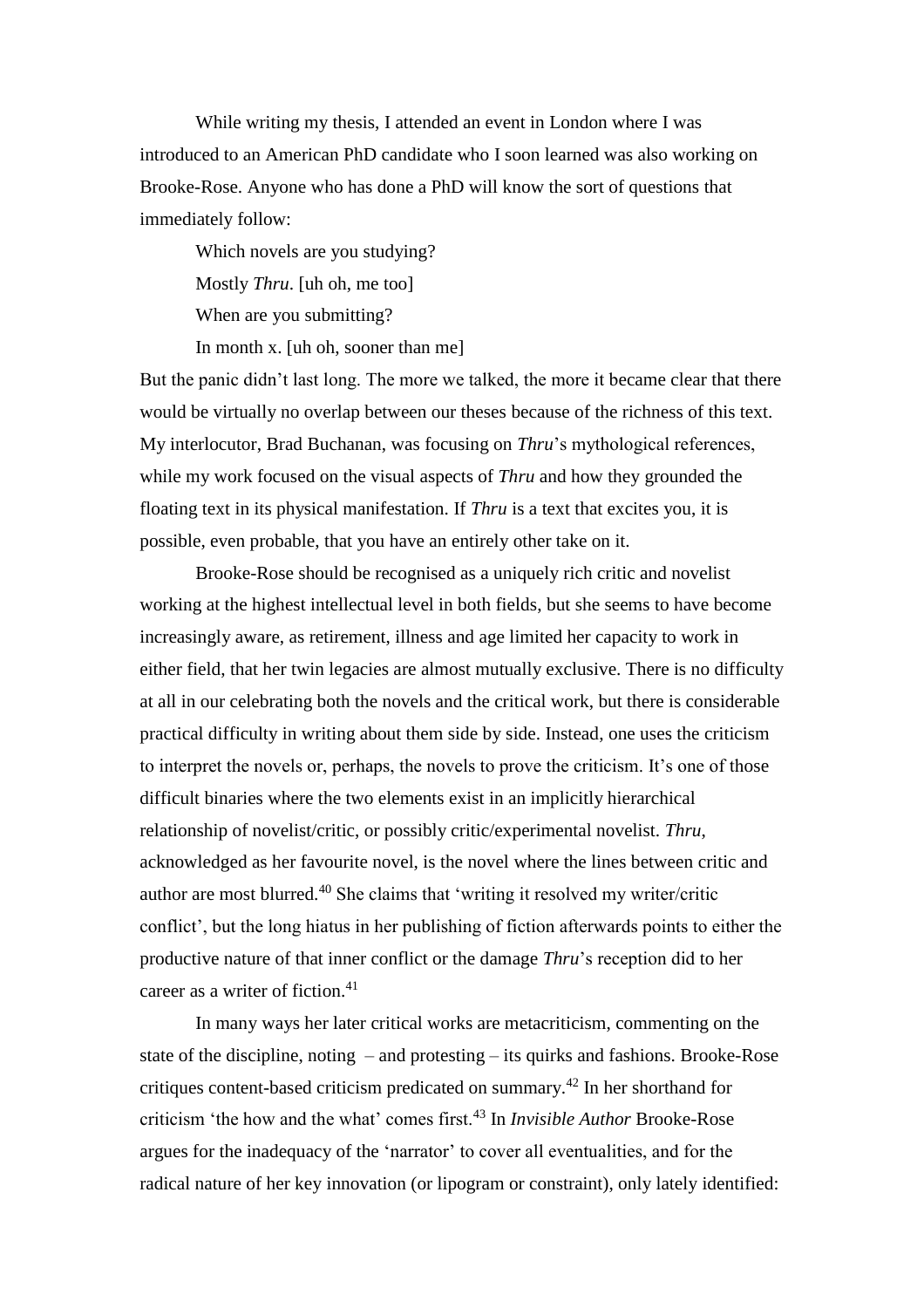While writing my thesis, I attended an event in London where I was introduced to an American PhD candidate who I soon learned was also working on Brooke-Rose. Anyone who has done a PhD will know the sort of questions that immediately follow:

Which novels are you studying?

Mostly *Thru*. [uh oh, me too]

When are you submitting?

In month x. [uh oh, sooner than me]

But the panic didn't last long. The more we talked, the more it became clear that there would be virtually no overlap between our theses because of the richness of this text. My interlocutor, Brad Buchanan, was focusing on *Thru*'s mythological references, while my work focused on the visual aspects of *Thru* and how they grounded the floating text in its physical manifestation. If *Thru* is a text that excites you, it is possible, even probable, that you have an entirely other take on it.

Brooke-Rose should be recognised as a uniquely rich critic and novelist working at the highest intellectual level in both fields, but she seems to have become increasingly aware, as retirement, illness and age limited her capacity to work in either field, that her twin legacies are almost mutually exclusive. There is no difficulty at all in our celebrating both the novels and the critical work, but there is considerable practical difficulty in writing about them side by side. Instead, one uses the criticism to interpret the novels or, perhaps, the novels to prove the criticism. It's one of those difficult binaries where the two elements exist in an implicitly hierarchical relationship of novelist/critic, or possibly critic/experimental novelist. *Thru*, acknowledged as her favourite novel, is the novel where the lines between critic and author are most blurred.[40] She claims that 'writing it resolved my writer/critic conflict', but the long hiatus in her publishing of fiction afterwards points to either the productive nature of that inner conflict or the damage *Thru*'s reception did to her career as a writer of fiction.[41]

In many ways her later critical works are metacriticism, commenting on the state of the discipline, noting – and protesting – its quirks and fashions. Brooke-Rose critiques content-based criticism predicated on summary.[42] In her shorthand for criticism 'the how and the what' comes first.[43] In *Invisible Author* Brooke-Rose argues for the inadequacy of the 'narrator' to cover all eventualities, and for the radical nature of her key innovation (or lipogram or constraint), only lately identified: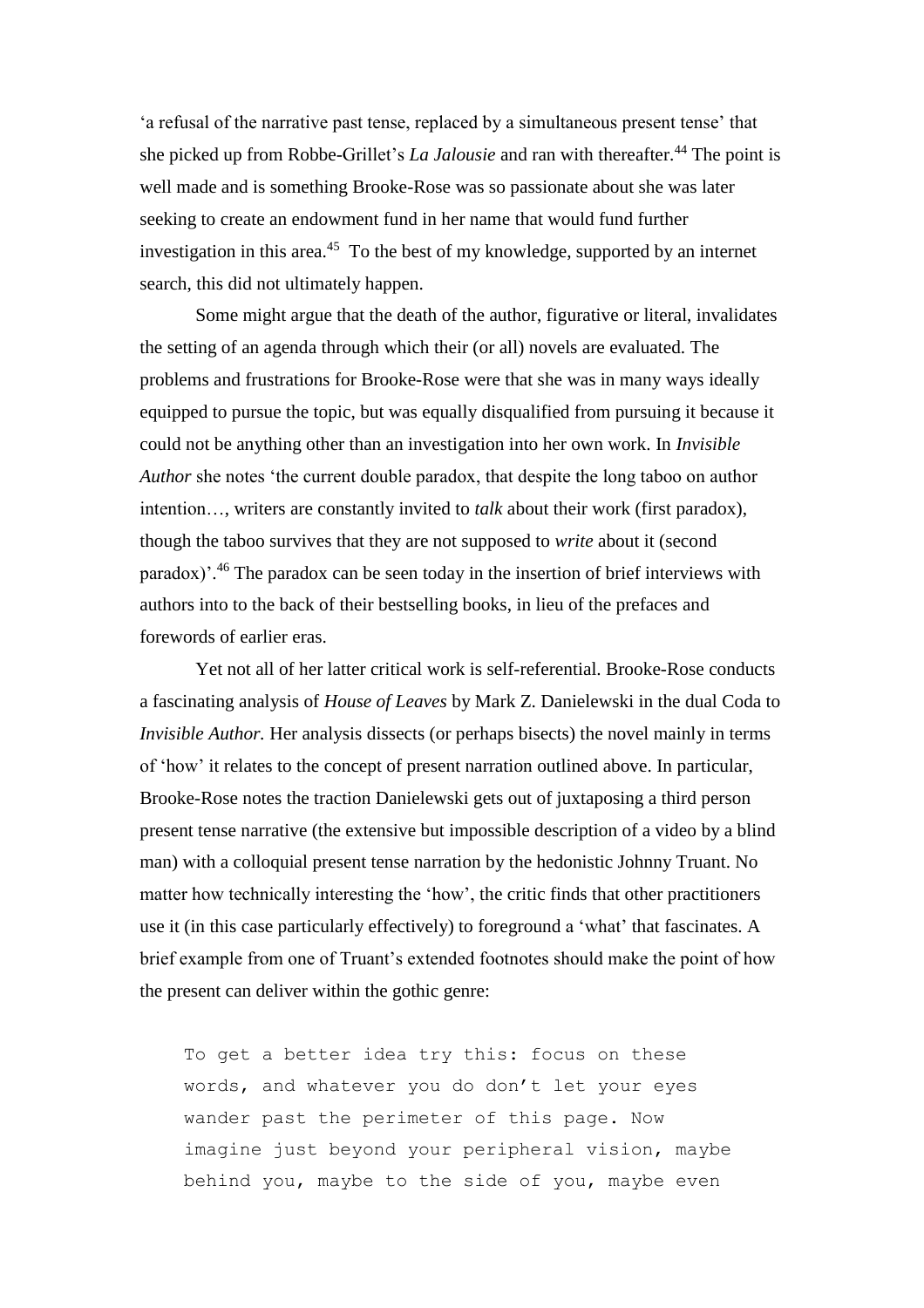'a refusal of the narrative past tense, replaced by a simultaneous present tense' that she picked up from Robbe-Grillet's *La Jalousie* and ran with thereafter.[44] The point is well made and is something Brooke-Rose was so passionate about she was later seeking to create an endowment fund in her name that would fund further investigation in this area.[45] To the best of my knowledge, supported by an internet search, this did not ultimately happen.

Some might argue that the death of the author, figurative or literal, invalidates the setting of an agenda through which their (or all) novels are evaluated. The problems and frustrations for Brooke-Rose were that she was in many ways ideally equipped to pursue the topic, but was equally disqualified from pursuing it because it could not be anything other than an investigation into her own work. In *Invisible Author* she notes 'the current double paradox, that despite the long taboo on author intention…, writers are constantly invited to *talk* about their work (first paradox), though the taboo survives that they are not supposed to *write* about it (second paradox)'.[46] The paradox can be seen today in the insertion of brief interviews with authors into to the back of their bestselling books, in lieu of the prefaces and forewords of earlier eras.

Yet not all of her latter critical work is self-referential. Brooke-Rose conducts a fascinating analysis of *House of Leaves* by Mark Z. Danielewski in the dual Coda to *Invisible Author.* Her analysis dissects (or perhaps bisects) the novel mainly in terms of 'how' it relates to the concept of present narration outlined above. In particular, Brooke-Rose notes the traction Danielewski gets out of juxtaposing a third person present tense narrative (the extensive but impossible description of a video by a blind man) with a colloquial present tense narration by the hedonistic Johnny Truant. No matter how technically interesting the 'how', the critic finds that other practitioners use it (in this case particularly effectively) to foreground a 'what' that fascinates. A brief example from one of Truant's extended footnotes should make the point of how the present can deliver within the gothic genre:

> To get a better idea try this: focus on these words, and whatever you do don't let your eyes wander past the perimeter of this page. Now imagine just beyond your peripheral vision, maybe behind you, maybe to the side of you, maybe even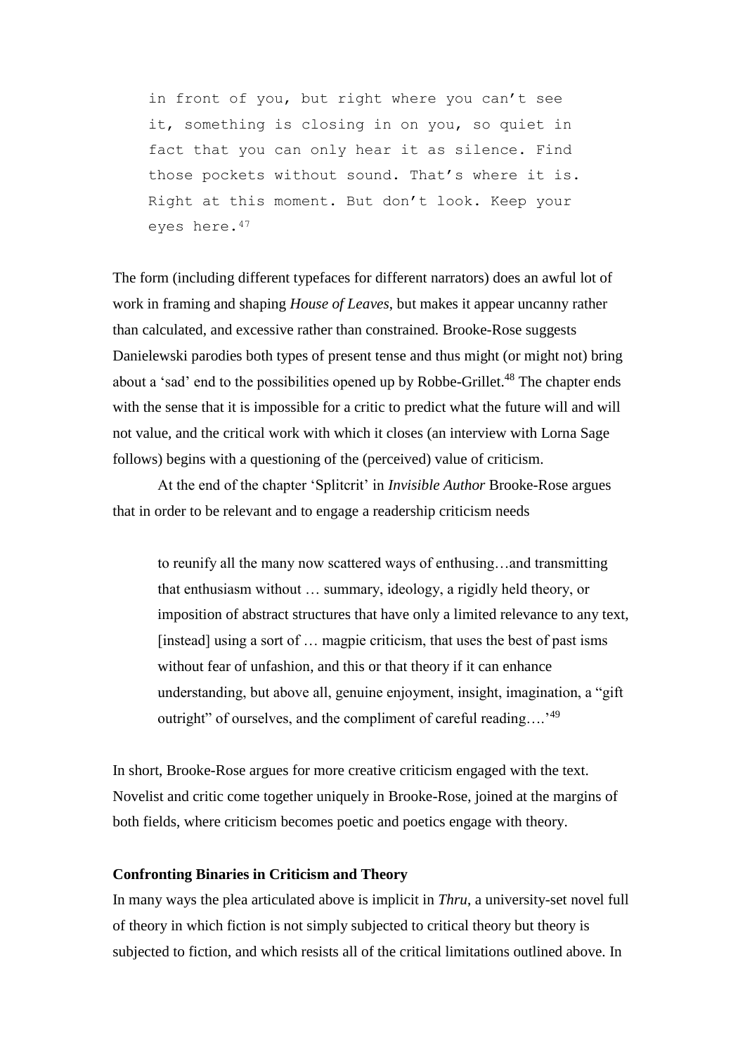```
in front of you, but right where you can't see
it, something is closing in on you, so quiet in
fact that you can only hear it as silence. Find
those pockets without sound. That's where it is.
Right at this moment. But don't look. Keep your
eyes here.[47]
```

The form (including different typefaces for different narrators) does an awful lot of work in framing and shaping *House of Leaves*, but makes it appear uncanny rather than calculated, and excessive rather than constrained. Brooke-Rose suggests Danielewski parodies both types of present tense and thus might (or might not) bring about a 'sad' end to the possibilities opened up by Robbe-Grillet.[48] The chapter ends with the sense that it is impossible for a critic to predict what the future will and will not value, and the critical work with which it closes (an interview with Lorna Sage follows) begins with a questioning of the (perceived) value of criticism.

At the end of the chapter 'Splitcrit' in *Invisible Author* Brooke-Rose argues that in order to be relevant and to engage a readership criticism needs

> to reunify all the many now scattered ways of enthusing…and transmitting that enthusiasm without … summary, ideology, a rigidly held theory, or imposition of abstract structures that have only a limited relevance to any text, [instead] using a sort of … magpie criticism, that uses the best of past isms without fear of unfashion, and this or that theory if it can enhance understanding, but above all, genuine enjoyment, insight, imagination, a "gift outright" of ourselves, and the compliment of careful reading….'[49]

In short, Brooke-Rose argues for more creative criticism engaged with the text. Novelist and critic come together uniquely in Brooke-Rose, joined at the margins of both fields, where criticism becomes poetic and poetics engage with theory.

**Confronting Binaries in Criticism and Theory**

In many ways the plea articulated above is implicit in *Thru*, a university-set novel full of theory in which fiction is not simply subjected to critical theory but theory is subjected to fiction, and which resists all of the critical limitations outlined above. In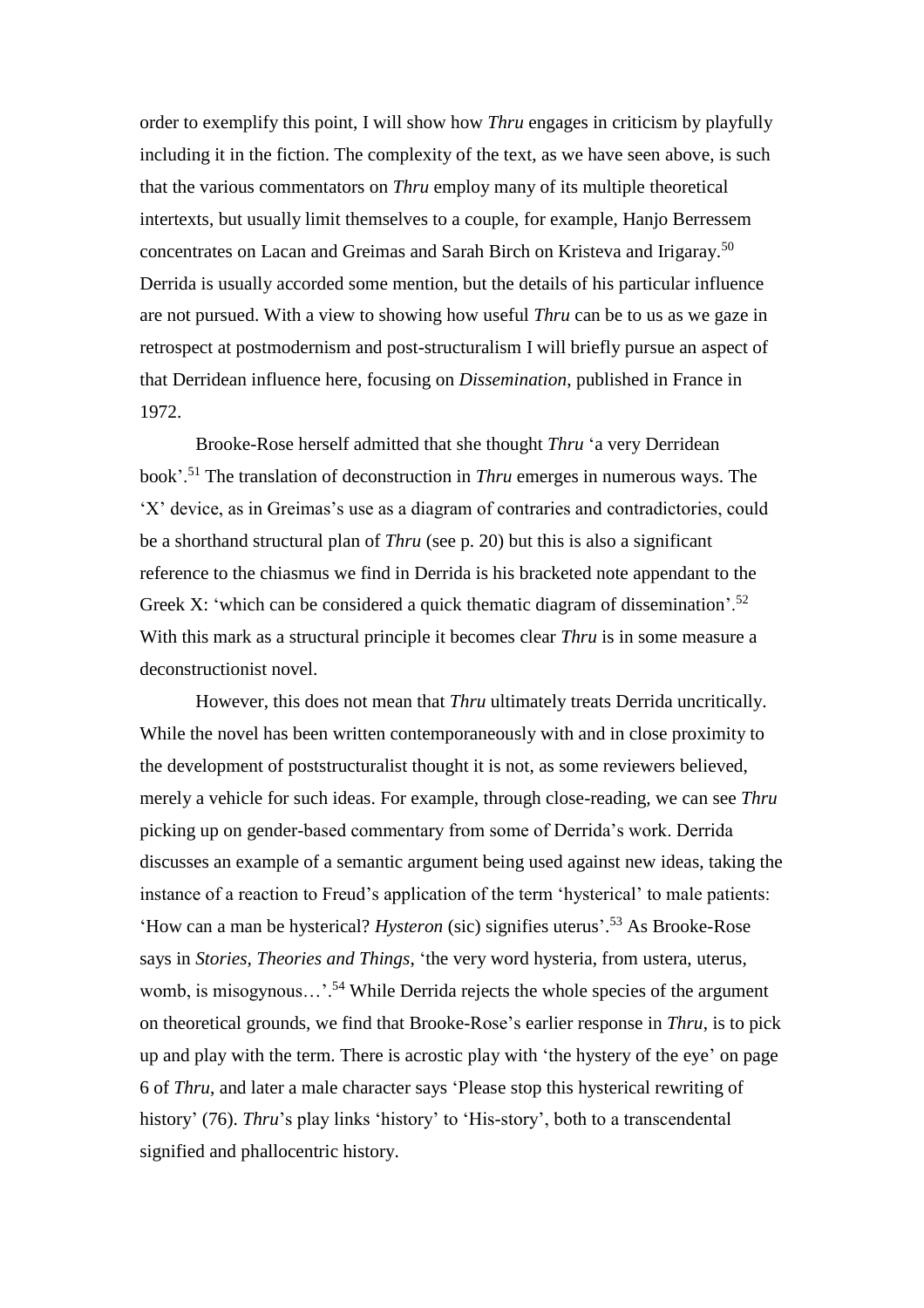order to exemplify this point, I will show how *Thru* engages in criticism by playfully including it in the fiction. The complexity of the text, as we have seen above, is such that the various commentators on *Thru* employ many of its multiple theoretical intertexts, but usually limit themselves to a couple, for example, Hanjo Berressem concentrates on Lacan and Greimas and Sarah Birch on Kristeva and Irigaray.[50] Derrida is usually accorded some mention, but the details of his particular influence are not pursued. With a view to showing how useful *Thru* can be to us as we gaze in retrospect at postmodernism and post-structuralism I will briefly pursue an aspect of that Derridean influence here, focusing on *Dissemination*, published in France in 1972.

Brooke-Rose herself admitted that she thought *Thru* 'a very Derridean book'.[51] The translation of deconstruction in *Thru* emerges in numerous ways. The 'X' device, as in Greimas's use as a diagram of contraries and contradictories, could be a shorthand structural plan of *Thru* (see p. 20) but this is also a significant reference to the chiasmus we find in Derrida is his bracketed note appendant to the Greek X: 'which can be considered a quick thematic diagram of dissemination'.[52] With this mark as a structural principle it becomes clear *Thru* is in some measure a deconstructionist novel.

However, this does not mean that *Thru* ultimately treats Derrida uncritically. While the novel has been written contemporaneously with and in close proximity to the development of poststructuralist thought it is not, as some reviewers believed, merely a vehicle for such ideas. For example, through close-reading, we can see *Thru* picking up on gender-based commentary from some of Derrida's work. Derrida discusses an example of a semantic argument being used against new ideas, taking the instance of a reaction to Freud's application of the term 'hysterical' to male patients: 'How can a man be hysterical? *Hysteron* (sic) signifies uterus'.[53] As Brooke-Rose says in *Stories, Theories and Things*, 'the very word hysteria, from ustera, uterus, womb, is misogynous…'.[54] While Derrida rejects the whole species of the argument on theoretical grounds, we find that Brooke-Rose's earlier response in *Thru*, is to pick up and play with the term. There is acrostic play with 'the hystery of the eye' on page 6 of *Thru*, and later a male character says 'Please stop this hysterical rewriting of history' (76). *Thru*'s play links 'history' to 'His-story', both to a transcendental signified and phallocentric history.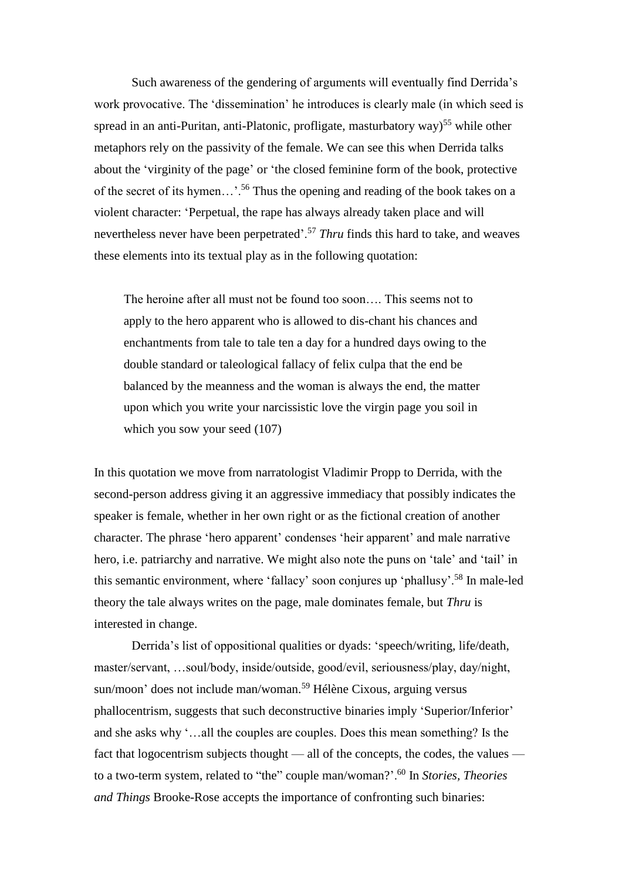Such awareness of the gendering of arguments will eventually find Derrida's work provocative. The 'dissemination' he introduces is clearly male (in which seed is spread in an anti-Puritan, anti-Platonic, profligate, masturbatory way)[55] while other metaphors rely on the passivity of the female. We can see this when Derrida talks about the 'virginity of the page' or 'the closed feminine form of the book, protective of the secret of its hymen…'.[56] Thus the opening and reading of the book takes on a violent character: 'Perpetual, the rape has always already taken place and will nevertheless never have been perpetrated'.[57] *Thru* finds this hard to take, and weaves these elements into its textual play as in the following quotation:

> The heroine after all must not be found too soon…. This seems not to apply to the hero apparent who is allowed to dis-chant his chances and enchantments from tale to tale ten a day for a hundred days owing to the double standard or taleological fallacy of felix culpa that the end be balanced by the meanness and the woman is always the end, the matter upon which you write your narcissistic love the virgin page you soil in which you sow your seed (107)

In this quotation we move from narratologist Vladimir Propp to Derrida, with the second-person address giving it an aggressive immediacy that possibly indicates the speaker is female, whether in her own right or as the fictional creation of another character. The phrase 'hero apparent' condenses 'heir apparent' and male narrative hero, i.e. patriarchy and narrative. We might also note the puns on 'tale' and 'tail' in this semantic environment, where 'fallacy' soon conjures up 'phallusy'.[58] In male-led theory the tale always writes on the page, male dominates female, but *Thru* is interested in change.

Derrida's list of oppositional qualities or dyads: 'speech/writing, life/death, master/servant, …soul/body, inside/outside, good/evil, seriousness/play, day/night, sun/moon' does not include man/woman.[59] Hélène Cixous, arguing versus phallocentrism, suggests that such deconstructive binaries imply 'Superior/Inferior' and she asks why '…all the couples are couples. Does this mean something? Is the fact that logocentrism subjects thought — all of the concepts, the codes, the values — to a two-term system, related to "the" couple man/woman?'.[60] In *Stories, Theories and Things* Brooke-Rose accepts the importance of confronting such binaries: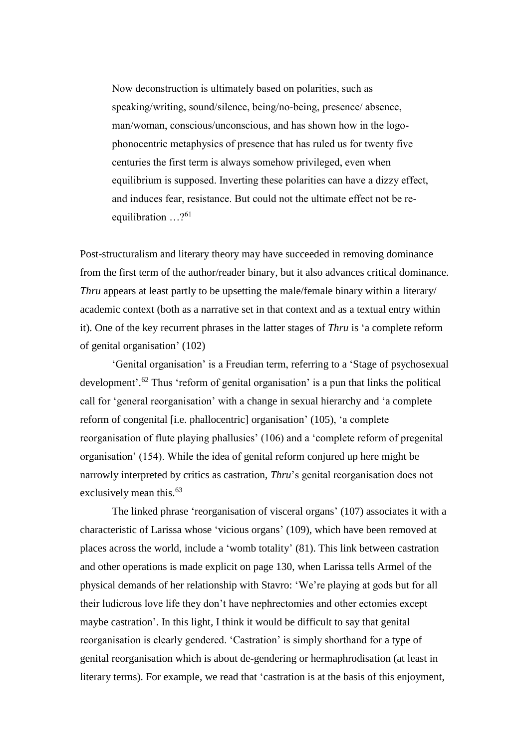> Now deconstruction is ultimately based on polarities, such as speaking/writing, sound/silence, being/no-being, presence/ absence, man/woman, conscious/unconscious, and has shown how in the logo-phonocentric metaphysics of presence that has ruled us for twenty five centuries the first term is always somehow privileged, even when equilibrium is supposed. Inverting these polarities can have a dizzy effect, and induces fear, resistance. But could not the ultimate effect not be re-equilibration …?[61]

Post-structuralism and literary theory may have succeeded in removing dominance from the first term of the author/reader binary, but it also advances critical dominance. *Thru* appears at least partly to be upsetting the male/female binary within a literary/ academic context (both as a narrative set in that context and as a textual entry within it). One of the key recurrent phrases in the latter stages of *Thru* is 'a complete reform of genital organisation' (102)

'Genital organisation' is a Freudian term, referring to a 'Stage of psychosexual development'.[62] Thus 'reform of genital organisation' is a pun that links the political call for 'general reorganisation' with a change in sexual hierarchy and 'a complete reform of congenital [i.e. phallocentric] organisation' (105), 'a complete reorganisation of flute playing phallusies' (106) and a 'complete reform of pregenital organisation' (154). While the idea of genital reform conjured up here might be narrowly interpreted by critics as castration, *Thru*'s genital reorganisation does not exclusively mean this.[63]

The linked phrase 'reorganisation of visceral organs' (107) associates it with a characteristic of Larissa whose 'vicious organs' (109), which have been removed at places across the world, include a 'womb totality' (81). This link between castration and other operations is made explicit on page 130, when Larissa tells Armel of the physical demands of her relationship with Stavro: 'We're playing at gods but for all their ludicrous love life they don't have nephrectomies and other ectomies except maybe castration'. In this light, I think it would be difficult to say that genital reorganisation is clearly gendered. 'Castration' is simply shorthand for a type of genital reorganisation which is about de-gendering or hermaphrodisation (at least in literary terms). For example, we read that 'castration is at the basis of this enjoyment,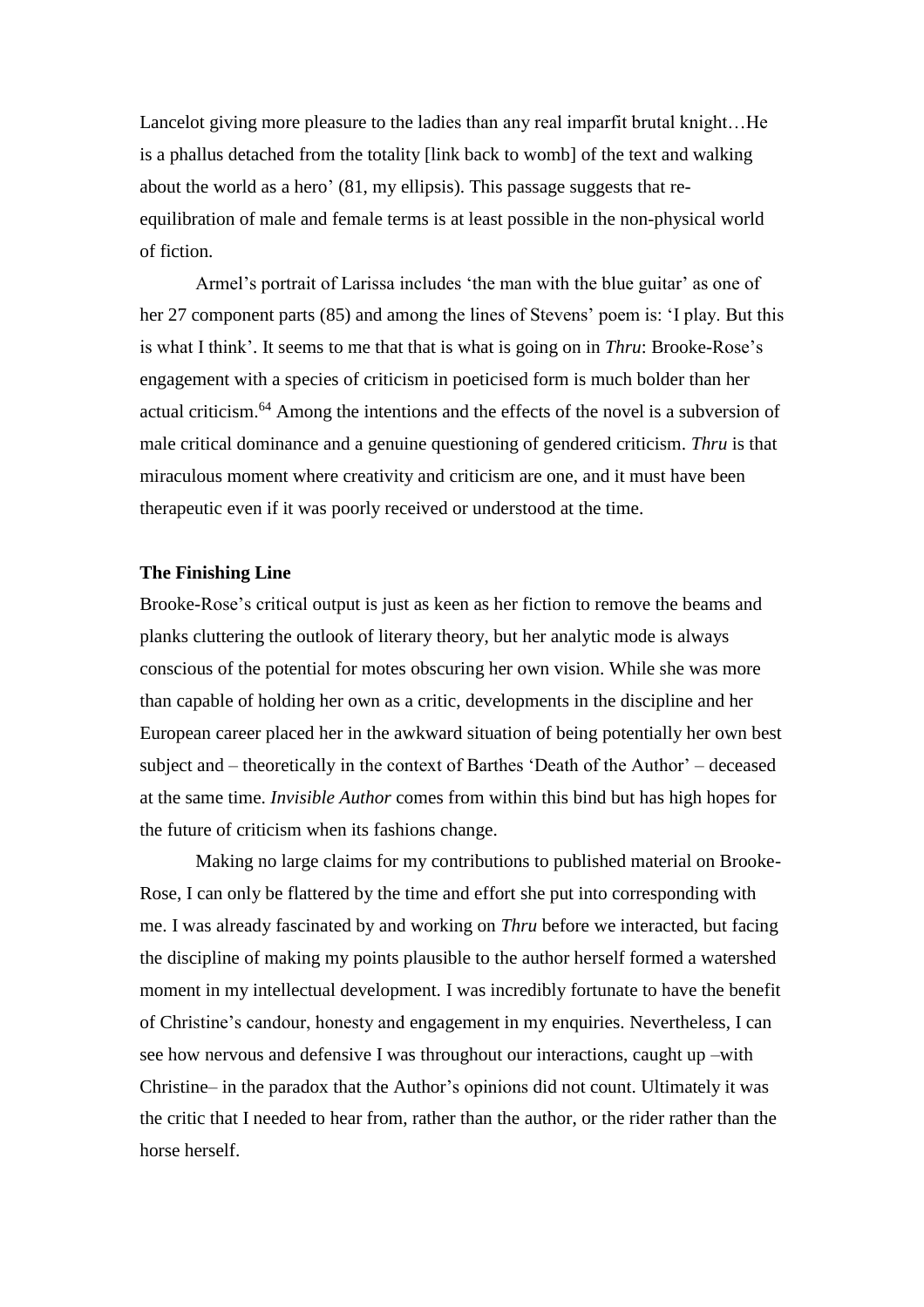Lancelot giving more pleasure to the ladies than any real imparfit brutal knight…He is a phallus detached from the totality [link back to womb] of the text and walking about the world as a hero' (81, my ellipsis). This passage suggests that re-equilibration of male and female terms is at least possible in the non-physical world of fiction.

Armel's portrait of Larissa includes 'the man with the blue guitar' as one of her 27 component parts (85) and among the lines of Stevens' poem is: 'I play. But this is what I think'. It seems to me that that is what is going on in *Thru*: Brooke-Rose's engagement with a species of criticism in poeticised form is much bolder than her actual criticism.[64] Among the intentions and the effects of the novel is a subversion of male critical dominance and a genuine questioning of gendered criticism. *Thru* is that miraculous moment where creativity and criticism are one, and it must have been therapeutic even if it was poorly received or understood at the time.

## The Finishing Line

Brooke-Rose's critical output is just as keen as her fiction to remove the beams and planks cluttering the outlook of literary theory, but her analytic mode is always conscious of the potential for motes obscuring her own vision. While she was more than capable of holding her own as a critic, developments in the discipline and her European career placed her in the awkward situation of being potentially her own best subject and – theoretically in the context of Barthes 'Death of the Author' – deceased at the same time. *Invisible Author* comes from within this bind but has high hopes for the future of criticism when its fashions change.

Making no large claims for my contributions to published material on Brooke-Rose, I can only be flattered by the time and effort she put into corresponding with me. I was already fascinated by and working on *Thru* before we interacted, but facing the discipline of making my points plausible to the author herself formed a watershed moment in my intellectual development. I was incredibly fortunate to have the benefit of Christine's candour, honesty and engagement in my enquiries. Nevertheless, I can see how nervous and defensive I was throughout our interactions, caught up –with Christine– in the paradox that the Author's opinions did not count. Ultimately it was the critic that I needed to hear from, rather than the author, or the rider rather than the horse herself.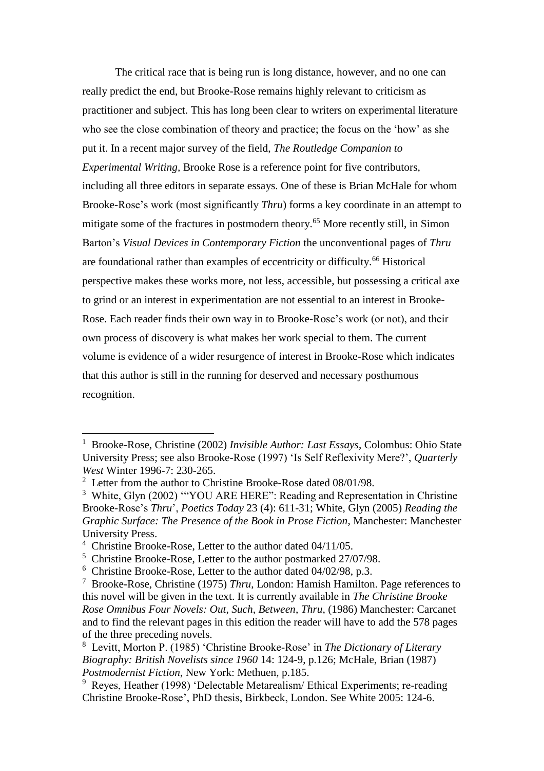The critical race that is being run is long distance, however, and no one can really predict the end, but Brooke-Rose remains highly relevant to criticism as practitioner and subject. This has long been clear to writers on experimental literature who see the close combination of theory and practice; the focus on the 'how' as she put it. In a recent major survey of the field, *The Routledge Companion to Experimental Writing*, Brooke Rose is a reference point for five contributors, including all three editors in separate essays. One of these is Brian McHale for whom Brooke-Rose's work (most significantly *Thru*) forms a key coordinate in an attempt to mitigate some of the fractures in postmodern theory.[65] More recently still, in Simon Barton's *Visual Devices in Contemporary Fiction* the unconventional pages of *Thru* are foundational rather than examples of eccentricity or difficulty.[66] Historical perspective makes these works more, not less, accessible, but possessing a critical axe to grind or an interest in experimentation are not essential to an interest in Brooke-Rose. Each reader finds their own way in to Brooke-Rose's work (or not), and their own process of discovery is what makes her work special to them. The current volume is evidence of a wider resurgence of interest in Brooke-Rose which indicates that this author is still in the running for deserved and necessary posthumous recognition.

---

[1] Brooke-Rose, Christine (2002) *Invisible Author: Last Essays*, Colombus: Ohio State University Press; see also Brooke-Rose (1997) 'Is Self Reflexivity Mere?', *Quarterly West* Winter 1996-7: 230-265.

[2] Letter from the author to Christine Brooke-Rose dated 08/01/98.

[3] White, Glyn (2002) '"YOU ARE HERE": Reading and Representation in Christine Brooke-Rose's *Thru*', *Poetics Today* 23 (4): 611-31; White, Glyn (2005) *Reading the Graphic Surface: The Presence of the Book in Prose Fiction*, Manchester: Manchester University Press.

[4] Christine Brooke-Rose, Letter to the author dated 04/11/05.

[5] Christine Brooke-Rose, Letter to the author postmarked 27/07/98.

[6] Christine Brooke-Rose, Letter to the author dated 04/02/98, p.3.

[7] Brooke-Rose, Christine (1975) *Thru*, London: Hamish Hamilton. Page references to this novel will be given in the text. It is currently available in *The Christine Brooke Rose Omnibus Four Novels: Out, Such, Between, Thru*, (1986) Manchester: Carcanet and to find the relevant pages in this edition the reader will have to add the 578 pages of the three preceding novels.

[8] Levitt, Morton P. (1985) 'Christine Brooke-Rose' in *The Dictionary of Literary Biography: British Novelists since 1960* 14: 124-9, p.126; McHale, Brian (1987) *Postmodernist Fiction*, New York: Methuen, p.185.

[9] Reyes, Heather (1998) 'Delectable Metarealism/ Ethical Experiments; re-reading Christine Brooke-Rose', PhD thesis, Birkbeck, London. See White 2005: 124-6.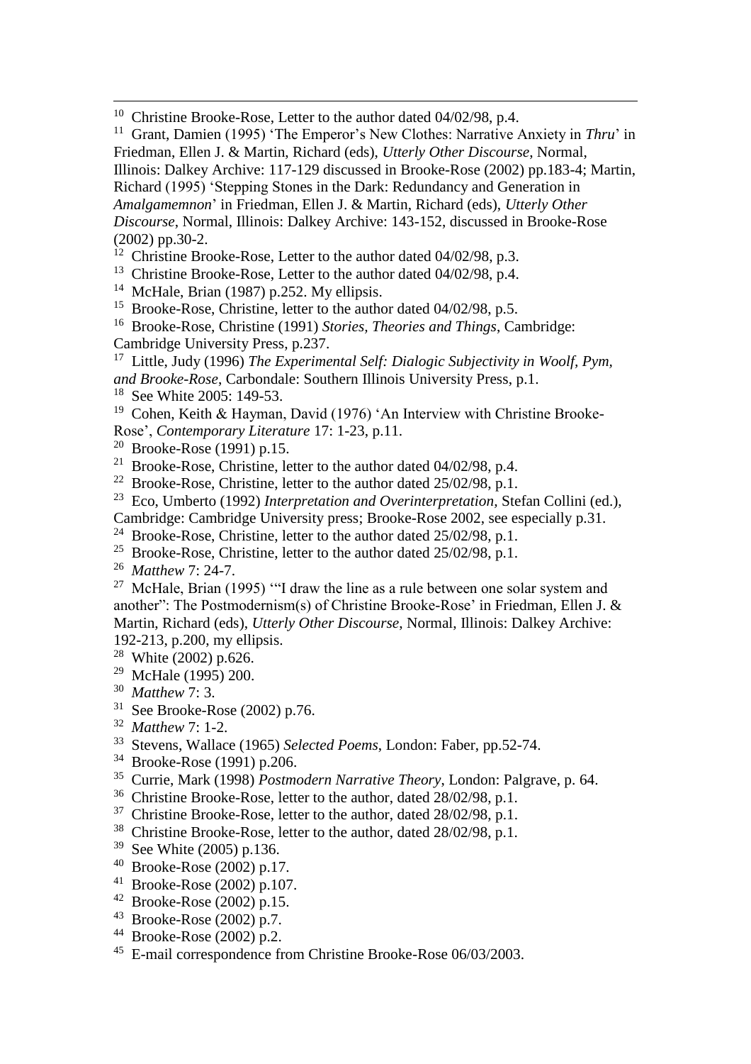[10] Christine Brooke-Rose, Letter to the author dated 04/02/98, p.4.

[11] Grant, Damien (1995) 'The Emperor's New Clothes: Narrative Anxiety in *Thru*' in Friedman, Ellen J. & Martin, Richard (eds), *Utterly Other Discourse*, Normal, Illinois: Dalkey Archive: 117-129 discussed in Brooke-Rose (2002) pp.183-4; Martin, Richard (1995) 'Stepping Stones in the Dark: Redundancy and Generation in *Amalgamemnon*' in Friedman, Ellen J. & Martin, Richard (eds), *Utterly Other Discourse*, Normal, Illinois: Dalkey Archive: 143-152, discussed in Brooke-Rose (2002) pp.30-2.

[12] Christine Brooke-Rose, Letter to the author dated 04/02/98, p.3.

[13] Christine Brooke-Rose, Letter to the author dated 04/02/98, p.4.

[14] McHale, Brian (1987) p.252. My ellipsis.

[15] Brooke-Rose, Christine, letter to the author dated 04/02/98, p.5.

[16] Brooke-Rose, Christine (1991) *Stories, Theories and Things*, Cambridge: Cambridge University Press, p.237.

[17] Little, Judy (1996) *The Experimental Self: Dialogic Subjectivity in Woolf, Pym, and Brooke-Rose*, Carbondale: Southern Illinois University Press, p.1.

[18] See White 2005: 149-53.

[19] Cohen, Keith & Hayman, David (1976) 'An Interview with Christine Brooke-Rose', *Contemporary Literature* 17: 1-23, p.11.

[20] Brooke-Rose (1991) p.15.

[21] Brooke-Rose, Christine, letter to the author dated 04/02/98, p.4.

[22] Brooke-Rose, Christine, letter to the author dated 25/02/98, p.1.

[23] Eco, Umberto (1992) *Interpretation and Overinterpretation*, Stefan Collini (ed.), Cambridge: Cambridge University press; Brooke-Rose 2002, see especially p.31.

[24] Brooke-Rose, Christine, letter to the author dated 25/02/98, p.1.

[25] Brooke-Rose, Christine, letter to the author dated 25/02/98, p.1.

[26] *Matthew* 7: 24-7.

[27] McHale, Brian (1995) '"I draw the line as a rule between one solar system and another": The Postmodernism(s) of Christine Brooke-Rose' in Friedman, Ellen J. & Martin, Richard (eds), *Utterly Other Discourse*, Normal, Illinois: Dalkey Archive: 192-213, p.200, my ellipsis.

[28] White (2002) p.626.

[29] McHale (1995) 200.

[30] *Matthew* 7: 3.

[31] See Brooke-Rose (2002) p.76.

[32] *Matthew* 7: 1-2.

[33] Stevens, Wallace (1965) *Selected Poems*, London: Faber, pp.52-74.

[34] Brooke-Rose (1991) p.206.

[35] Currie, Mark (1998) *Postmodern Narrative Theory*, London: Palgrave, p. 64.

[36] Christine Brooke-Rose, letter to the author, dated 28/02/98, p.1.

[37] Christine Brooke-Rose, letter to the author, dated 28/02/98, p.1.

[38] Christine Brooke-Rose, letter to the author, dated 28/02/98, p.1.

[39] See White (2005) p.136.

[40] Brooke-Rose (2002) p.17.

[41] Brooke-Rose (2002) p.107.

[42] Brooke-Rose (2002) p.15.

[43] Brooke-Rose (2002) p.7.

[44] Brooke-Rose (2002) p.2.

[45] E-mail correspondence from Christine Brooke-Rose 06/03/2003.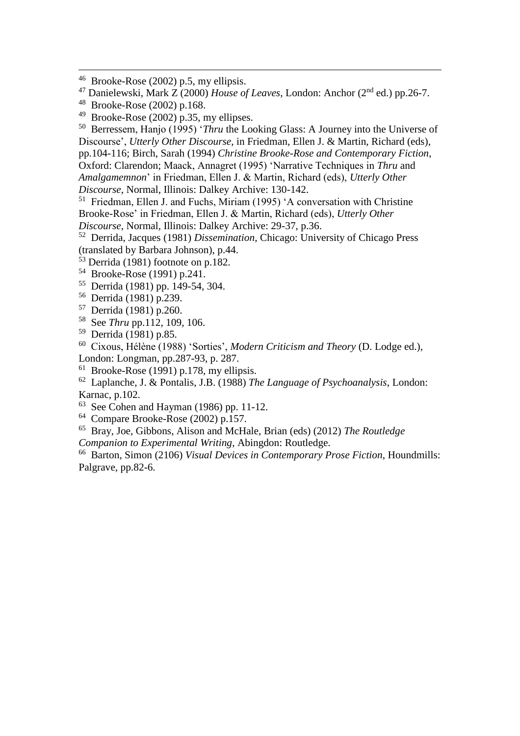[46] Brooke-Rose (2002) p.5, my ellipsis.

[47] Danielewski, Mark Z (2000) *House of Leaves*, London: Anchor (2nd ed.) pp.26-7.

[48] Brooke-Rose (2002) p.168.

[49] Brooke-Rose (2002) p.35, my ellipses.

[50] Berressem, Hanjo (1995) '*Thru* the Looking Glass: A Journey into the Universe of Discourse', *Utterly Other Discourse*, in Friedman, Ellen J. & Martin, Richard (eds), pp.104-116; Birch, Sarah (1994) *Christine Brooke-Rose and Contemporary Fiction*, Oxford: Clarendon; Maack, Annagret (1995) 'Narrative Techniques in *Thru* and *Amalgamemnon*' in Friedman, Ellen J. & Martin, Richard (eds), *Utterly Other Discourse*, Normal, Illinois: Dalkey Archive: 130-142.

[51] Friedman, Ellen J. and Fuchs, Miriam (1995) 'A conversation with Christine Brooke-Rose' in Friedman, Ellen J. & Martin, Richard (eds), *Utterly Other Discourse*, Normal, Illinois: Dalkey Archive: 29-37, p.36.

[52] Derrida, Jacques (1981) *Dissemination*, Chicago: University of Chicago Press (translated by Barbara Johnson), p.44.

[53] Derrida (1981) footnote on p.182.

[54] Brooke-Rose (1991) p.241.

[55] Derrida (1981) pp. 149-54, 304.

[56] Derrida (1981) p.239.

[57] Derrida (1981) p.260.

[58] See *Thru* pp.112, 109, 106.

[59] Derrida (1981) p.85.

[60] Cixous, Hélène (1988) 'Sorties', *Modern Criticism and Theory* (D. Lodge ed.), London: Longman, pp.287-93, p. 287.

[61] Brooke-Rose (1991) p.178, my ellipsis.

[62] Laplanche, J. & Pontalis, J.B. (1988) *The Language of Psychoanalysis*, London: Karnac, p.102.

[63] See Cohen and Hayman (1986) pp. 11-12.

[64] Compare Brooke-Rose (2002) p.157.

[65] Bray, Joe, Gibbons, Alison and McHale, Brian (eds) (2012) *The Routledge Companion to Experimental Writing*, Abingdon: Routledge.

[66] Barton, Simon (2106) *Visual Devices in Contemporary Prose Fiction*, Houndmills: Palgrave, pp.82-6.